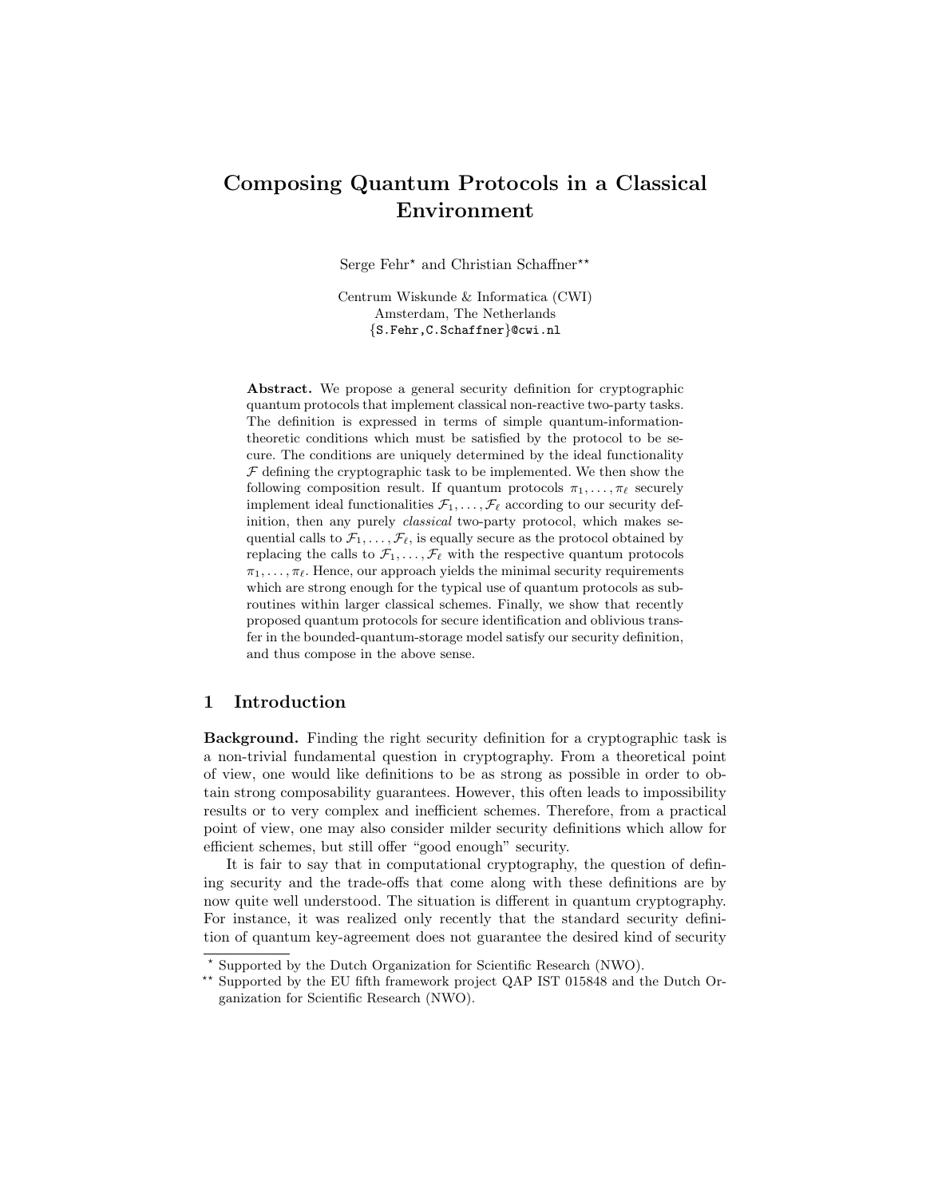# Composing Quantum Protocols in a Classical Environment

Serge Fehr[⋆] and Christian Schaffner[⋆⋆]

Centrum Wiskunde & Informatica (CWI)
Amsterdam, The Netherlands
{S.Fehr,C.Schaffner}@cwi.nl

**Abstract.** We propose a general security definition for cryptographic quantum protocols that implement classical non-reactive two-party tasks. The definition is expressed in terms of simple quantum-information-theoretic conditions which must be satisfied by the protocol to be secure. The conditions are uniquely determined by the ideal functionality $\mathcal{F}$ defining the cryptographic task to be implemented. We then show the following composition result. If quantum protocols $\pi_1, \ldots, \pi_\ell$ securely implement ideal functionalities $\mathcal{F}_1, \ldots, \mathcal{F}_\ell$ according to our security definition, then any purely *classical* two-party protocol, which makes sequential calls to $\mathcal{F}_1, \ldots, \mathcal{F}_\ell$, is equally secure as the protocol obtained by replacing the calls to $\mathcal{F}_1, \ldots, \mathcal{F}_\ell$ with the respective quantum protocols $\pi_1, \ldots, \pi_\ell$. Hence, our approach yields the minimal security requirements which are strong enough for the typical use of quantum protocols as subroutines within larger classical schemes. Finally, we show that recently proposed quantum protocols for secure identification and oblivious transfer in the bounded-quantum-storage model satisfy our security definition, and thus compose in the above sense.

## 1 Introduction

**Background.** Finding the right security definition for a cryptographic task is a non-trivial fundamental question in cryptography. From a theoretical point of view, one would like definitions to be as strong as possible in order to obtain strong composability guarantees. However, this often leads to impossibility results or to very complex and inefficient schemes. Therefore, from a practical point of view, one may also consider milder security definitions which allow for efficient schemes, but still offer "good enough" security.

It is fair to say that in computational cryptography, the question of defining security and the trade-offs that come along with these definitions are by now quite well understood. The situation is different in quantum cryptography. For instance, it was realized only recently that the standard security definition of quantum key-agreement does not guarantee the desired kind of security

[⋆] Supported by the Dutch Organization for Scientific Research (NWO).

[⋆⋆] Supported by the EU fifth framework project QAP IST 015848 and the Dutch Organization for Scientific Research (NWO).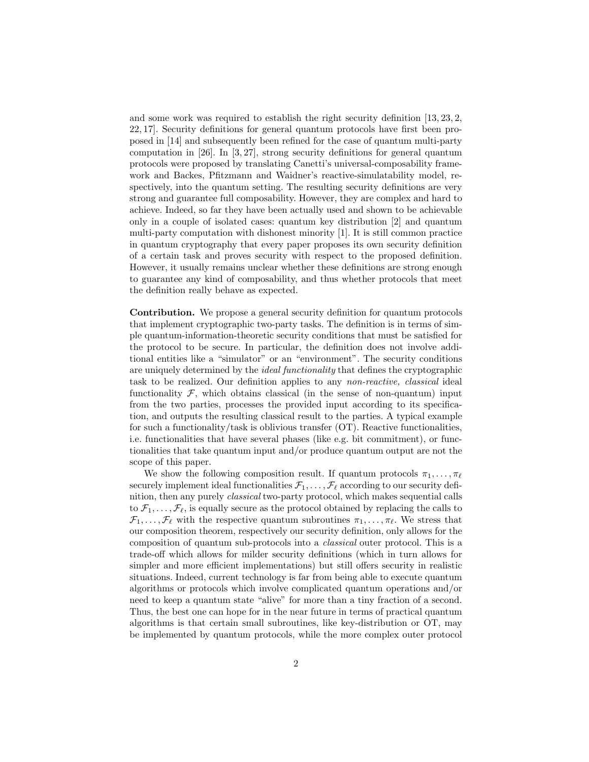and some work was required to establish the right security definition [13, 23, 2, 22, 17]. Security definitions for general quantum protocols have first been proposed in [14] and subsequently been refined for the case of quantum multi-party computation in [26]. In [3, 27], strong security definitions for general quantum protocols were proposed by translating Canetti's universal-composability framework and Backes, Pfitzmann and Waidner's reactive-simulatability model, respectively, into the quantum setting. The resulting security definitions are very strong and guarantee full composability. However, they are complex and hard to achieve. Indeed, so far they have been actually used and shown to be achievable only in a couple of isolated cases: quantum key distribution [2] and quantum multi-party computation with dishonest minority [1]. It is still common practice in quantum cryptography that every paper proposes its own security definition of a certain task and proves security with respect to the proposed definition. However, it usually remains unclear whether these definitions are strong enough to guarantee any kind of composability, and thus whether protocols that meet the definition really behave as expected.

**Contribution.** We propose a general security definition for quantum protocols that implement cryptographic two-party tasks. The definition is in terms of simple quantum-information-theoretic security conditions that must be satisfied for the protocol to be secure. In particular, the definition does not involve additional entities like a "simulator" or an "environment". The security conditions are uniquely determined by the *ideal functionality* that defines the cryptographic task to be realized. Our definition applies to any *non-reactive, classical* ideal functionality $\mathcal{F}$, which obtains classical (in the sense of non-quantum) input from the two parties, processes the provided input according to its specification, and outputs the resulting classical result to the parties. A typical example for such a functionality/task is oblivious transfer (OT). Reactive functionalities, i.e. functionalities that have several phases (like e.g. bit commitment), or functionalities that take quantum input and/or produce quantum output are not the scope of this paper.

We show the following composition result. If quantum protocols $\pi_1, \ldots, \pi_\ell$ securely implement ideal functionalities $\mathcal{F}_1, \ldots, \mathcal{F}_\ell$ according to our security definition, then any purely *classical* two-party protocol, which makes sequential calls to $\mathcal{F}_1, \ldots, \mathcal{F}_\ell$, is equally secure as the protocol obtained by replacing the calls to $\mathcal{F}_1, \ldots, \mathcal{F}_\ell$ with the respective quantum subroutines $\pi_1, \ldots, \pi_\ell$. We stress that our composition theorem, respectively our security definition, only allows for the composition of quantum sub-protocols into a *classical* outer protocol. This is a trade-off which allows for milder security definitions (which in turn allows for simpler and more efficient implementations) but still offers security in realistic situations. Indeed, current technology is far from being able to execute quantum algorithms or protocols which involve complicated quantum operations and/or need to keep a quantum state "alive" for more than a tiny fraction of a second. Thus, the best one can hope for in the near future in terms of practical quantum algorithms is that certain small subroutines, like key-distribution or OT, may be implemented by quantum protocols, while the more complex outer protocol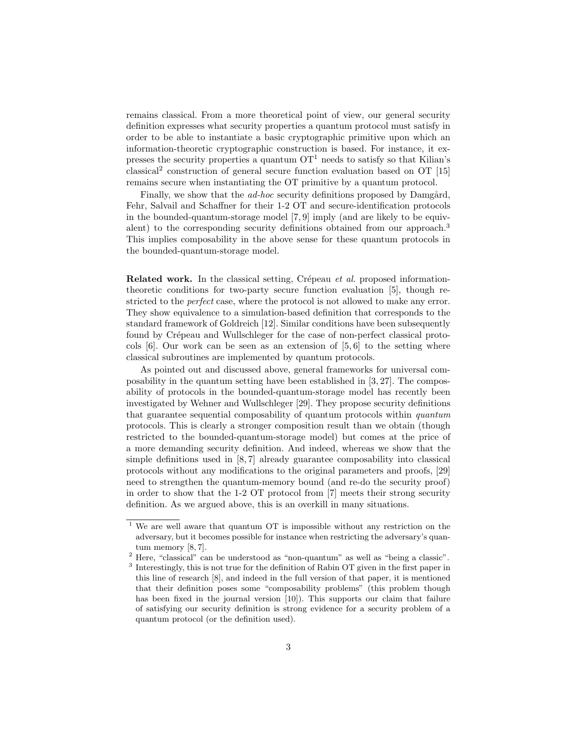remains classical. From a more theoretical point of view, our general security definition expresses what security properties a quantum protocol must satisfy in order to be able to instantiate a basic cryptographic primitive upon which an information-theoretic cryptographic construction is based. For instance, it expresses the security properties a quantum OT[1] needs to satisfy so that Kilian's classical[2] construction of general secure function evaluation based on OT [15] remains secure when instantiating the OT primitive by a quantum protocol.

Finally, we show that the *ad-hoc* security definitions proposed by Damgård, Fehr, Salvail and Schaffner for their 1-2 OT and secure-identification protocols in the bounded-quantum-storage model [7, 9] imply (and are likely to be equivalent) to the corresponding security definitions obtained from our approach.[3] This implies composability in the above sense for these quantum protocols in the bounded-quantum-storage model.

**Related work.** In the classical setting, Crépeau *et al.* proposed information-theoretic conditions for two-party secure function evaluation [5], though restricted to the *perfect* case, where the protocol is not allowed to make any error. They show equivalence to a simulation-based definition that corresponds to the standard framework of Goldreich [12]. Similar conditions have been subsequently found by Crépeau and Wullschleger for the case of non-perfect classical protocols [6]. Our work can be seen as an extension of [5, 6] to the setting where classical subroutines are implemented by quantum protocols.

As pointed out and discussed above, general frameworks for universal composability in the quantum setting have been established in [3, 27]. The composability of protocols in the bounded-quantum-storage model has recently been investigated by Wehner and Wullschleger [29]. They propose security definitions that guarantee sequential composability of quantum protocols within *quantum* protocols. This is clearly a stronger composition result than we obtain (though restricted to the bounded-quantum-storage model) but comes at the price of a more demanding security definition. And indeed, whereas we show that the simple definitions used in [8, 7] already guarantee composability into classical protocols without any modifications to the original parameters and proofs, [29] need to strengthen the quantum-memory bound (and re-do the security proof) in order to show that the 1-2 OT protocol from [7] meets their strong security definition. As we argued above, this is an overkill in many situations.

[1] We are well aware that quantum OT is impossible without any restriction on the adversary, but it becomes possible for instance when restricting the adversary's quantum memory [8, 7].

[2] Here, "classical" can be understood as "non-quantum" as well as "being a classic".

[3] Interestingly, this is not true for the definition of Rabin OT given in the first paper in this line of research [8], and indeed in the full version of that paper, it is mentioned that their definition poses some "composability problems" (this problem though has been fixed in the journal version [10]). This supports our claim that failure of satisfying our security definition is strong evidence for a security problem of a quantum protocol (or the definition used).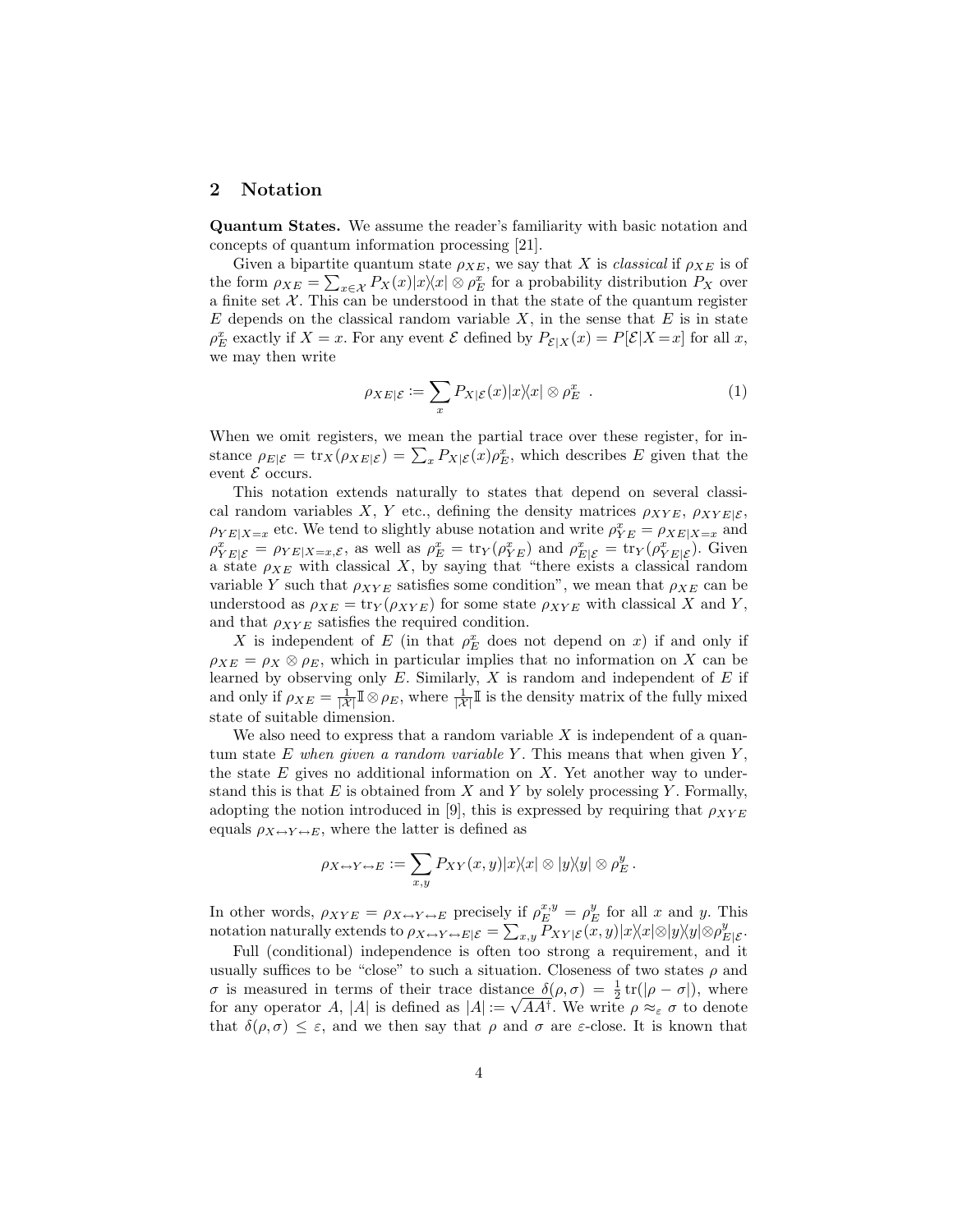## 2 Notation

**Quantum States.** We assume the reader's familiarity with basic notation and concepts of quantum information processing [21].

Given a bipartite quantum state $\rho_{XE}$, we say that $X$ is *classical* if $\rho_{XE}$ is of the form $\rho_{XE} = \sum_{x \in \mathcal{X}} P_X(x)|x\rangle\langle x| \otimes \rho_E^x$ for a probability distribution $P_X$ over a finite set $\mathcal{X}$. This can be understood in that the state of the quantum register $E$ depends on the classical random variable $X$, in the sense that $E$ is in state $\rho_E^x$ exactly if $X = x$. For any event $\mathcal{E}$ defined by $P_{\mathcal{E}|X}(x) = P[\mathcal{E}|X = x]$ for all $x$, we may then write

$$\rho_{XE|\mathcal{E}} := \sum_x P_{X|\mathcal{E}}(x)|x\rangle\langle x| \otimes \rho_E^x \ . \tag{1}$$

When we omit registers, we mean the partial trace over these register, for instance $\rho_{E|\mathcal{E}} = \mathrm{tr}_X(\rho_{XE|\mathcal{E}}) = \sum_x P_{X|\mathcal{E}}(x)\rho_E^x$, which describes $E$ given that the event $\mathcal{E}$ occurs.

This notation extends naturally to states that depend on several classical random variables $X$, $Y$ etc., defining the density matrices $\rho_{XYE}$, $\rho_{XYE|\mathcal{E}}$, $\rho_{YE|X=x}$ etc. We tend to slightly abuse notation and write $\rho_{YE}^x = \rho_{XE|X=x}$ and $\rho_{YE|\mathcal{E}}^x = \rho_{YE|X=x,\mathcal{E}}$, as well as $\rho_E^x = \mathrm{tr}_Y(\rho_{YE}^x)$ and $\rho_{E|\mathcal{E}}^x = \mathrm{tr}_Y(\rho_{YE|\mathcal{E}}^x)$. Given a state $\rho_{XE}$ with classical $X$, by saying that "there exists a classical random variable $Y$ such that $\rho_{XYE}$ satisfies some condition", we mean that $\rho_{XE}$ can be understood as $\rho_{XE} = \mathrm{tr}_Y(\rho_{XYE})$ for some state $\rho_{XYE}$ with classical $X$ and $Y$, and that $\rho_{XYE}$ satisfies the required condition.

$X$ is independent of $E$ (in that $\rho_E^x$ does not depend on $x$) if and only if $\rho_{XE} = \rho_X \otimes \rho_E$, which in particular implies that no information on $X$ can be learned by observing only $E$. Similarly, $X$ is random and independent of $E$ if and only if $\rho_{XE} = \frac{1}{|\mathcal{X}|}\mathbb{I} \otimes \rho_E$, where $\frac{1}{|\mathcal{X}|}\mathbb{I}$ is the density matrix of the fully mixed state of suitable dimension.

We also need to express that a random variable $X$ is independent of a quantum state $E$ *when given a random variable* $Y$. This means that when given $Y$, the state $E$ gives no additional information on $X$. Yet another way to understand this is that $E$ is obtained from $X$ and $Y$ by solely processing $Y$. Formally, adopting the notion introduced in [9], this is expressed by requiring that $\rho_{XYE}$ equals $\rho_{X \leftrightarrow Y \leftrightarrow E}$, where the latter is defined as

$$\rho_{X \leftrightarrow Y \leftrightarrow E} := \sum_{x,y} P_{XY}(x,y)|x\rangle\langle x| \otimes |y\rangle\langle y| \otimes \rho_E^y \,.$$

In other words, $\rho_{XYE} = \rho_{X \leftrightarrow Y \leftrightarrow E}$ precisely if $\rho_E^{x,y} = \rho_E^y$ for all $x$ and $y$. This notation naturally extends to $\rho_{X \leftrightarrow Y \leftrightarrow E|\mathcal{E}} = \sum_{x,y} P_{XY|\mathcal{E}}(x,y)|x\rangle\langle x| \otimes |y\rangle\langle y| \otimes \rho_{E|\mathcal{E}}^y$.

Full (conditional) independence is often too strong a requirement, and it usually suffices to be "close" to such a situation. Closeness of two states $\rho$ and $\sigma$ is measured in terms of their trace distance $\delta(\rho, \sigma) = \frac{1}{2}\mathrm{tr}(|\rho - \sigma|)$, where for any operator $A$, $|A|$ is defined as $|A| := \sqrt{AA^\dagger}$. We write $\rho \approx_\varepsilon \sigma$ to denote that $\delta(\rho, \sigma) \leq \varepsilon$, and we then say that $\rho$ and $\sigma$ are $\varepsilon$-close. It is known that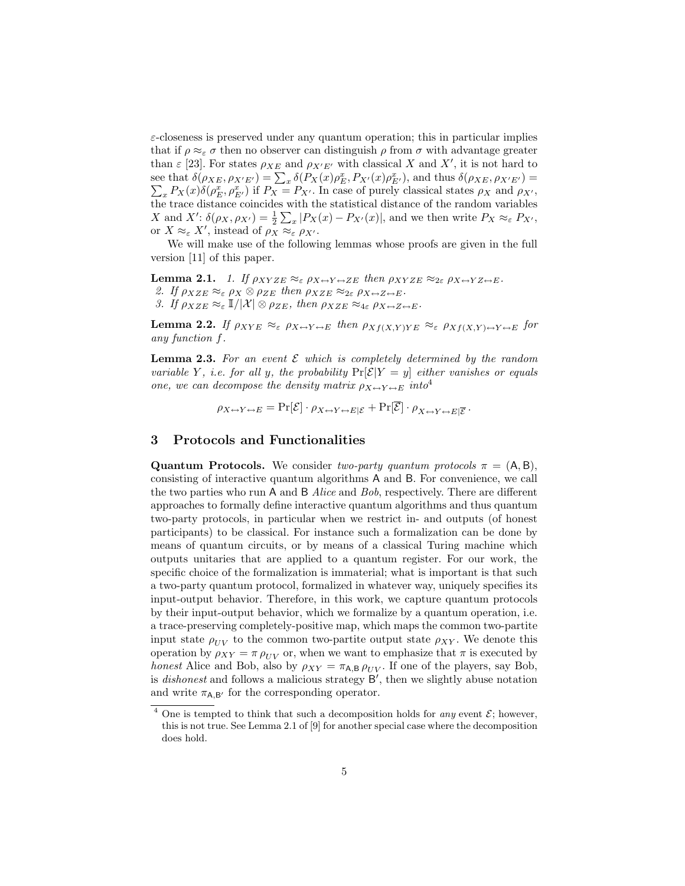$\varepsilon$-closeness is preserved under any quantum operation; this in particular implies that if $\rho \approx_\varepsilon \sigma$ then no observer can distinguish $\rho$ from $\sigma$ with advantage greater than $\varepsilon$ [23]. For states $\rho_{XE}$ and $\rho_{X'E'}$ with classical $X$ and $X'$, it is not hard to see that $\delta(\rho_{XE}, \rho_{X'E'}) = \sum_x \delta(P_X(x)\rho_E^x, P_{X'}(x)\rho_{E'}^x)$, and thus $\delta(\rho_{XE}, \rho_{X'E'}) = \sum_x P_X(x)\delta(\rho_E^x, \rho_{E'}^x)$ if $P_X = P_{X'}$. In case of purely classical states $\rho_X$ and $\rho_{X'}$, the trace distance coincides with the statistical distance of the random variables $X$ and $X'$: $\delta(\rho_X, \rho_{X'}) = \frac{1}{2}\sum_x |P_X(x) - P_{X'}(x)|$, and we then write $P_X \approx_\varepsilon P_{X'}$, or $X \approx_\varepsilon X'$, instead of $\rho_X \approx_\varepsilon \rho_{X'}$.

We will make use of the following lemmas whose proofs are given in the full version [11] of this paper.

**Lemma 2.1.** *1. If $\rho_{XYZE} \approx_\varepsilon \rho_{X\leftrightarrow Y\leftrightarrow ZE}$ then $\rho_{XYZE} \approx_{2\varepsilon} \rho_{X\leftrightarrow YZ\leftrightarrow E}$.*
*2. If $\rho_{XZE} \approx_\varepsilon \rho_X \otimes \rho_{ZE}$ then $\rho_{XZE} \approx_{2\varepsilon} \rho_{X\leftrightarrow Z\leftrightarrow E}$.*
*3. If $\rho_{XZE} \approx_\varepsilon \mathbb{I}/|\mathcal{X}| \otimes \rho_{ZE}$, then $\rho_{XZE} \approx_{4\varepsilon} \rho_{X\leftrightarrow Z\leftrightarrow E}$.*

**Lemma 2.2.** *If $\rho_{XYE} \approx_\varepsilon \rho_{X\leftrightarrow Y\leftrightarrow E}$ then $\rho_{Xf(X,Y)YE} \approx_\varepsilon \rho_{Xf(X,Y)\leftrightarrow Y\leftrightarrow E}$ for any function $f$.*

**Lemma 2.3.** *For an event $\mathcal{E}$ which is completely determined by the random variable $Y$, i.e. for all $y$, the probability $\Pr[\mathcal{E}|Y = y]$ either vanishes or equals one, we can decompose the density matrix $\rho_{X\leftrightarrow Y\leftrightarrow E}$ into*[4]

$$\rho_{X\leftrightarrow Y\leftrightarrow E} = \Pr[\mathcal{E}] \cdot \rho_{X\leftrightarrow Y\leftrightarrow E|\mathcal{E}} + \Pr[\overline{\mathcal{E}}] \cdot \rho_{X\leftrightarrow Y\leftrightarrow E|\overline{\mathcal{E}}} \,.$$

## 3 Protocols and Functionalities

**Quantum Protocols.** We consider *two-party quantum protocols* $\pi = (\mathsf{A}, \mathsf{B})$, consisting of interactive quantum algorithms $\mathsf{A}$ and $\mathsf{B}$. For convenience, we call the two parties who run $\mathsf{A}$ and $\mathsf{B}$ *Alice* and *Bob*, respectively. There are different approaches to formally define interactive quantum algorithms and thus quantum two-party protocols, in particular when we restrict in- and outputs (of honest participants) to be classical. For instance such a formalization can be done by means of quantum circuits, or by means of a classical Turing machine which outputs unitaries that are applied to a quantum register. For our work, the specific choice of the formalization is immaterial; what is important is that such a two-party quantum protocol, formalized in whatever way, uniquely specifies its input-output behavior. Therefore, in this work, we capture quantum protocols by their input-output behavior, which we formalize by a quantum operation, i.e. a trace-preserving completely-positive map, which maps the common two-partite input state $\rho_{UV}$ to the common two-partite output state $\rho_{XY}$. We denote this operation by $\rho_{XY} = \pi\, \rho_{UV}$ or, when we want to emphasize that $\pi$ is executed by *honest* Alice and Bob, also by $\rho_{XY} = \pi_{\mathsf{A},\mathsf{B}}\, \rho_{UV}$. If one of the players, say Bob, is *dishonest* and follows a malicious strategy $\mathsf{B}'$, then we slightly abuse notation and write $\pi_{\mathsf{A},\mathsf{B}'}$ for the corresponding operator.

[4] One is tempted to think that such a decomposition holds for *any* event $\mathcal{E}$; however, this is not true. See Lemma 2.1 of [9] for another special case where the decomposition does hold.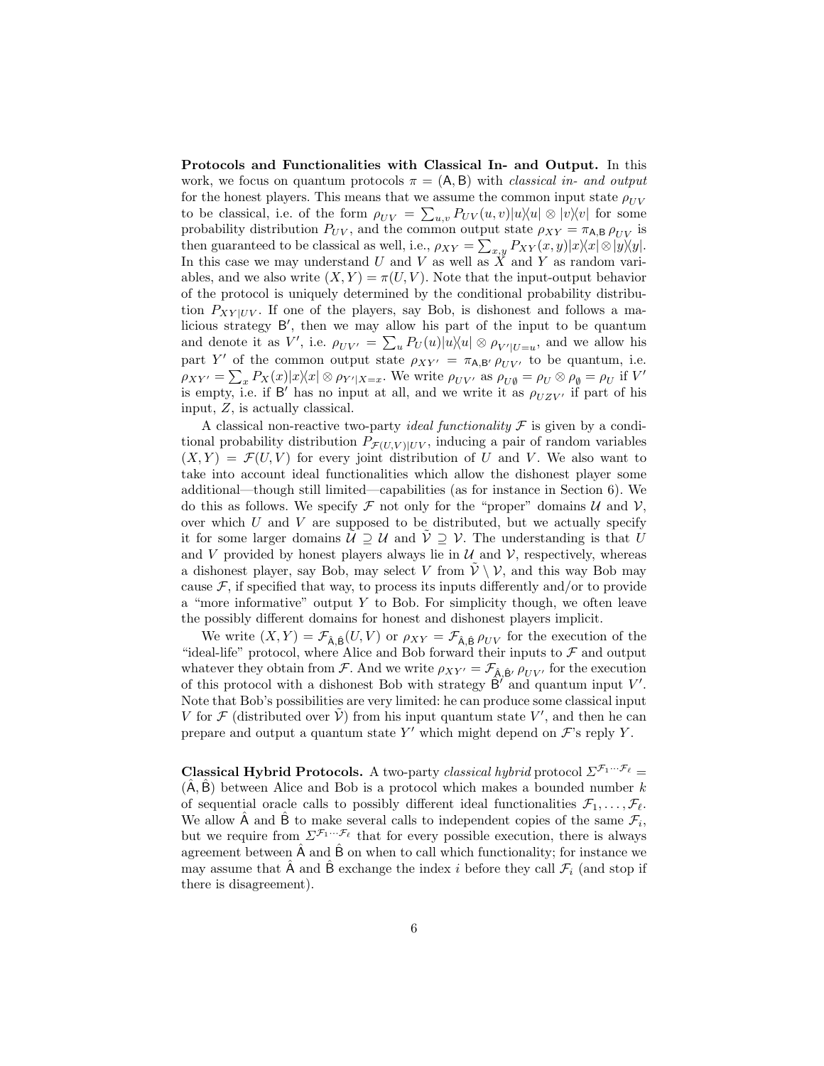**Protocols and Functionalities with Classical In- and Output.** In this work, we focus on quantum protocols $\pi = (\mathsf{A}, \mathsf{B})$ with *classical in- and output* for the honest players. This means that we assume the common input state $\rho_{UV}$ to be classical, i.e. of the form $\rho_{UV} = \sum_{u,v} P_{UV}(u,v)|u\rangle\langle u| \otimes |v\rangle\langle v|$ for some probability distribution $P_{UV}$, and the common output state $\rho_{XY} = \pi_{\mathsf{A},\mathsf{B}}\, \rho_{UV}$ is then guaranteed to be classical as well, i.e., $\rho_{XY} = \sum_{x,y} P_{XY}(x,y)|x\rangle\langle x| \otimes |y\rangle\langle y|$. In this case we may understand $U$ and $V$ as well as $X$ and $Y$ as random variables, and we also write $(X,Y) = \pi(U,V)$. Note that the input-output behavior of the protocol is uniquely determined by the conditional probability distribution $P_{XY|UV}$. If one of the players, say Bob, is dishonest and follows a malicious strategy $\mathsf{B}'$, then we may allow his part of the input to be quantum and denote it as $V'$, i.e. $\rho_{UV'} = \sum_u P_U(u)|u\rangle\langle u| \otimes \rho_{V'|U=u}$, and we allow his part $Y'$ of the common output state $\rho_{XY'} = \pi_{\mathsf{A},\mathsf{B}'}\, \rho_{UV'}$ to be quantum, i.e. $\rho_{XY'} = \sum_x P_X(x)|x\rangle\langle x| \otimes \rho_{Y'|X=x}$. We write $\rho_{UV'}$ as $\rho_{U\emptyset} = \rho_U \otimes \rho_\emptyset = \rho_U$ if $V'$ is empty, i.e. if $\mathsf{B}'$ has no input at all, and we write it as $\rho_{UZV'}$ if part of his input, $Z$, is actually classical.

A classical non-reactive two-party *ideal functionality* $\mathcal{F}$ is given by a conditional probability distribution $P_{\mathcal{F}(U,V)|UV}$, inducing a pair of random variables $(X,Y) = \mathcal{F}(U,V)$ for every joint distribution of $U$ and $V$. We also want to take into account ideal functionalities which allow the dishonest player some additional—though still limited—capabilities (as for instance in Section 6). We do this as follows. We specify $\mathcal{F}$ not only for the "proper" domains $\mathcal{U}$ and $\mathcal{V}$, over which $U$ and $V$ are supposed to be distributed, but we actually specify it for some larger domains $\tilde{\mathcal{U}} \supseteq \mathcal{U}$ and $\tilde{\mathcal{V}} \supseteq \mathcal{V}$. The understanding is that $U$ and $V$ provided by honest players always lie in $\mathcal{U}$ and $\mathcal{V}$, respectively, whereas a dishonest player, say Bob, may select $V$ from $\tilde{\mathcal{V}} \setminus \mathcal{V}$, and this way Bob may cause $\mathcal{F}$, if specified that way, to process its inputs differently and/or to provide a "more informative" output $Y$ to Bob. For simplicity though, we often leave the possibly different domains for honest and dishonest players implicit.

We write $(X,Y) = \mathcal{F}_{\hat{\mathsf{A}},\hat{\mathsf{B}}}(U,V)$ or $\rho_{XY} = \mathcal{F}_{\hat{\mathsf{A}},\hat{\mathsf{B}}}\, \rho_{UV}$ for the execution of the "ideal-life" protocol, where Alice and Bob forward their inputs to $\mathcal{F}$ and output whatever they obtain from $\mathcal{F}$. And we write $\rho_{XY'} = \mathcal{F}_{\hat{\mathsf{A}},\hat{\mathsf{B}}'}\, \rho_{UV'}$ for the execution of this protocol with a dishonest Bob with strategy $\hat{\mathsf{B}}'$ and quantum input $V'$. Note that Bob's possibilities are very limited: he can produce some classical input $V$ for $\mathcal{F}$ (distributed over $\tilde{\mathcal{V}}$) from his input quantum state $V'$, and then he can prepare and output a quantum state $Y'$ which might depend on $\mathcal{F}$'s reply $Y$.

**Classical Hybrid Protocols.** A two-party *classical hybrid* protocol $\Sigma^{\mathcal{F}_1 \cdots \mathcal{F}_\ell} = (\hat{\mathsf{A}}, \hat{\mathsf{B}})$ between Alice and Bob is a protocol which makes a bounded number $k$ of sequential oracle calls to possibly different ideal functionalities $\mathcal{F}_1, \ldots, \mathcal{F}_\ell$. We allow $\hat{\mathsf{A}}$ and $\hat{\mathsf{B}}$ to make several calls to independent copies of the same $\mathcal{F}_i$, but we require from $\Sigma^{\mathcal{F}_1 \cdots \mathcal{F}_\ell}$ that for every possible execution, there is always agreement between $\hat{\mathsf{A}}$ and $\hat{\mathsf{B}}$ on when to call which functionality; for instance we may assume that $\hat{\mathsf{A}}$ and $\hat{\mathsf{B}}$ exchange the index $i$ before they call $\mathcal{F}_i$ (and stop if there is disagreement).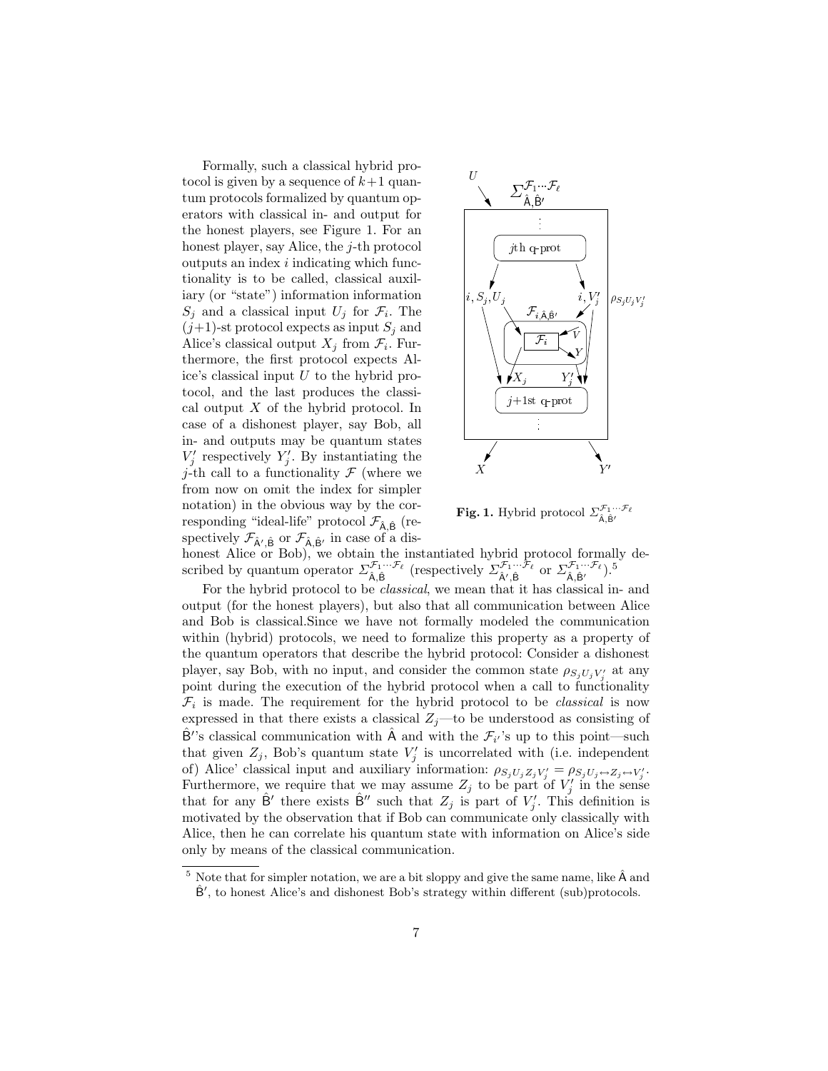Formally, such a classical hybrid protocol is given by a sequence of $k+1$ quantum protocols formalized by quantum operators with classical in- and output for the honest players, see Figure 1. For an honest player, say Alice, the $j$-th protocol outputs an index $i$ indicating which functionality is to be called, classical auxiliary (or "state") information information $S_j$ and a classical input $U_j$ for $\mathcal{F}_i$. The $(j+1)$-st protocol expects as input $S_j$ and Alice's classical output $X_j$ from $\mathcal{F}_i$. Furthermore, the first protocol expects Alice's classical input $U$ to the hybrid protocol, and the last produces the classical output $X$ of the hybrid protocol. In case of a dishonest player, say Bob, all in- and outputs may be quantum states $V'_j$ respectively $Y'_j$. By instantiating the $j$-th call to a functionality $\mathcal{F}$ (where we from now on omit the index for simpler notation) in the obvious way by the corresponding "ideal-life" protocol $\mathcal{F}_{\hat{\mathsf{A}},\hat{\mathsf{B}}}$ (respectively $\mathcal{F}_{\hat{\mathsf{A}}',\hat{\mathsf{B}}}$ or $\mathcal{F}_{\hat{\mathsf{A}},\hat{\mathsf{B}}'}$ in case of a dishonest Alice or Bob), we obtain the instantiated hybrid protocol formally described by quantum operator $\Sigma^{\mathcal{F}_1\cdots\mathcal{F}_\ell}_{\hat{\mathsf{A}},\hat{\mathsf{B}}}$ (respectively $\Sigma^{\mathcal{F}_1\cdots\mathcal{F}_\ell}_{\hat{\mathsf{A}}',\hat{\mathsf{B}}}$ or $\Sigma^{\mathcal{F}_1\cdots\mathcal{F}_\ell}_{\hat{\mathsf{A}},\hat{\mathsf{B}}'}$).[5]

**Fig. 1.** Hybrid protocol $\Sigma^{\mathcal{F}_1\cdots\mathcal{F}_\ell}_{\hat{\mathsf{A}},\hat{\mathsf{B}}'}$

For the hybrid protocol to be *classical*, we mean that it has classical in- and output (for the honest players), but also that all communication between Alice and Bob is classical.Since we have not formally modeled the communication within (hybrid) protocols, we need to formalize this property as a property of the quantum operators that describe the hybrid protocol: Consider a dishonest player, say Bob, with no input, and consider the common state $\rho_{S_j U_j V'_j}$ at any point during the execution of the hybrid protocol when a call to functionality $\mathcal{F}_i$ is made. The requirement for the hybrid protocol to be *classical* is now expressed in that there exists a classical $Z_j$—to be understood as consisting of $\hat{\mathsf{B}}'$'s classical communication with $\hat{\mathsf{A}}$ and with the $\mathcal{F}_{i'}$'s up to this point—such that given $Z_j$, Bob's quantum state $V'_j$ is uncorrelated with (i.e. independent of) Alice' classical input and auxiliary information: $\rho_{S_j U_j Z_j V'_j} = \rho_{S_j U_j \leftrightarrow Z_j \leftrightarrow V'_j}$. Furthermore, we require that we may assume $Z_j$ to be part of $V'_j$ in the sense that for any $\hat{\mathsf{B}}'$ there exists $\hat{\mathsf{B}}''$ such that $Z_j$ is part of $V'_j$. This definition is motivated by the observation that if Bob can communicate only classically with Alice, then he can correlate his quantum state with information on Alice's side only by means of the classical communication.

[5] Note that for simpler notation, we are a bit sloppy and give the same name, like $\hat{\mathsf{A}}$ and $\hat{\mathsf{B}}'$, to honest Alice's and dishonest Bob's strategy within different (sub)protocols.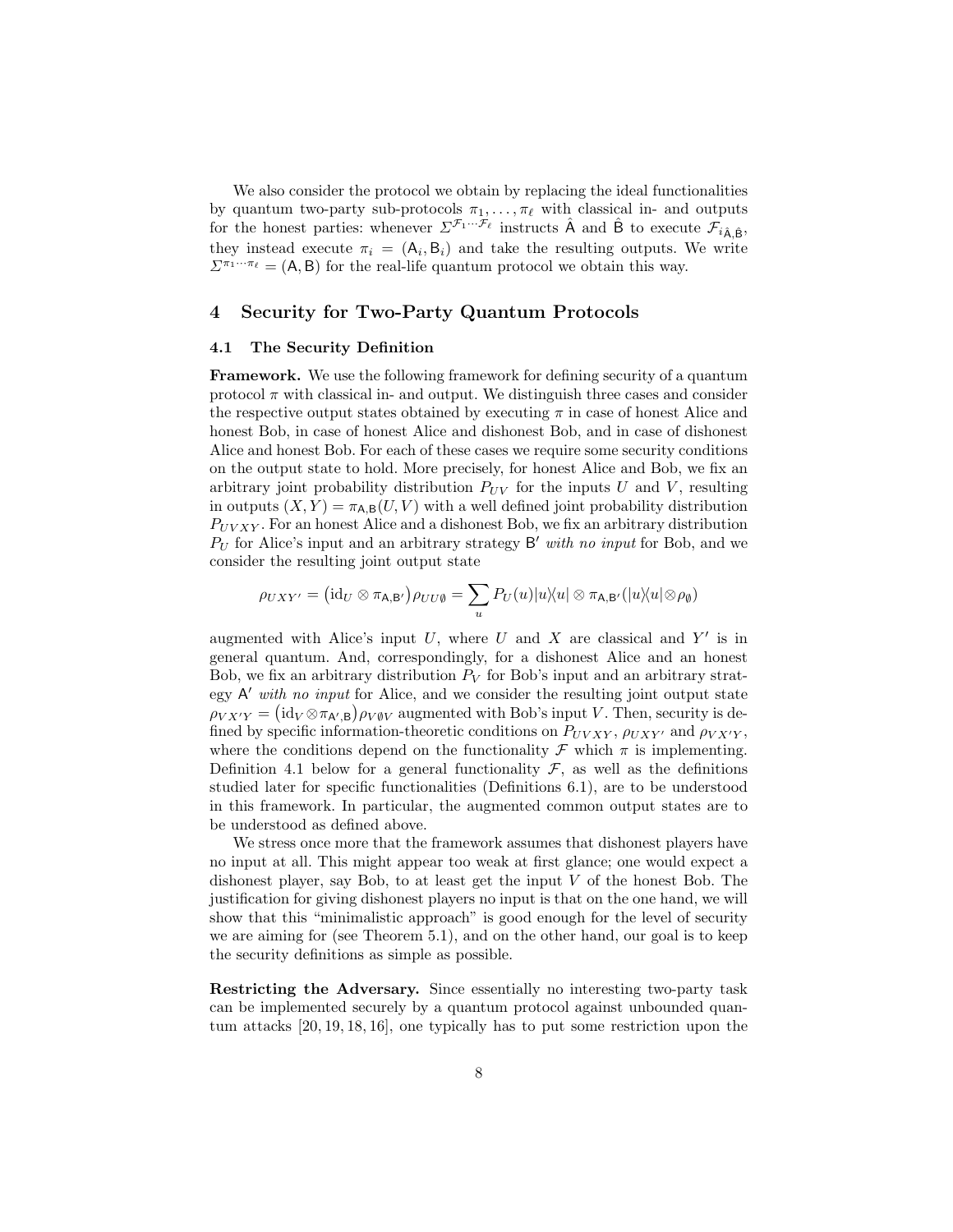We also consider the protocol we obtain by replacing the ideal functionalities by quantum two-party sub-protocols $\pi_1, \ldots, \pi_\ell$ with classical in- and outputs for the honest parties: whenever $\Sigma^{\mathcal{F}_1 \cdots \mathcal{F}_\ell}$ instructs $\hat{\mathsf{A}}$ and $\hat{\mathsf{B}}$ to execute $\mathcal{F}_{i_{\hat{\mathsf{A}},\hat{\mathsf{B}}}}$, they instead execute $\pi_i = (\mathsf{A}_i, \mathsf{B}_i)$ and take the resulting outputs. We write $\Sigma^{\pi_1 \cdots \pi_\ell} = (\mathsf{A}, \mathsf{B})$ for the real-life quantum protocol we obtain this way.

## 4 Security for Two-Party Quantum Protocols

### 4.1 The Security Definition

**Framework.** We use the following framework for defining security of a quantum protocol $\pi$ with classical in- and output. We distinguish three cases and consider the respective output states obtained by executing $\pi$ in case of honest Alice and honest Bob, in case of honest Alice and dishonest Bob, and in case of dishonest Alice and honest Bob. For each of these cases we require some security conditions on the output state to hold. More precisely, for honest Alice and Bob, we fix an arbitrary joint probability distribution $P_{UV}$ for the inputs $U$ and $V$, resulting in outputs $(X, Y) = \pi_{\mathsf{A},\mathsf{B}}(U, V)$ with a well defined joint probability distribution $P_{UVXY}$. For an honest Alice and a dishonest Bob, we fix an arbitrary distribution $P_U$ for Alice's input and an arbitrary strategy $\mathsf{B}'$ *with no input* for Bob, and we consider the resulting joint output state

$$\rho_{UXY'} = \big(\mathrm{id}_U \otimes \pi_{\mathsf{A},\mathsf{B}'}\big)\rho_{UU\emptyset} = \sum_u P_U(u)|u\rangle\langle u| \otimes \pi_{\mathsf{A},\mathsf{B}'}(|u\rangle\langle u| \otimes \rho_\emptyset)$$

augmented with Alice's input $U$, where $U$ and $X$ are classical and $Y'$ is in general quantum. And, correspondingly, for a dishonest Alice and an honest Bob, we fix an arbitrary distribution $P_V$ for Bob's input and an arbitrary strategy $\mathsf{A}'$ *with no input* for Alice, and we consider the resulting joint output state $\rho_{VX'Y} = \big(\mathrm{id}_V \otimes \pi_{\mathsf{A}',\mathsf{B}}\big)\rho_{V\emptyset V}$ augmented with Bob's input $V$. Then, security is defined by specific information-theoretic conditions on $P_{UVXY}$, $\rho_{UXY'}$ and $\rho_{VX'Y}$, where the conditions depend on the functionality $\mathcal{F}$ which $\pi$ is implementing. Definition 4.1 below for a general functionality $\mathcal{F}$, as well as the definitions studied later for specific functionalities (Definitions 6.1), are to be understood in this framework. In particular, the augmented common output states are to be understood as defined above.

We stress once more that the framework assumes that dishonest players have no input at all. This might appear too weak at first glance; one would expect a dishonest player, say Bob, to at least get the input $V$ of the honest Bob. The justification for giving dishonest players no input is that on the one hand, we will show that this "minimalistic approach" is good enough for the level of security we are aiming for (see Theorem 5.1), and on the other hand, our goal is to keep the security definitions as simple as possible.

**Restricting the Adversary.** Since essentially no interesting two-party task can be implemented securely by a quantum protocol against unbounded quantum attacks [20, 19, 18, 16], one typically has to put some restriction upon the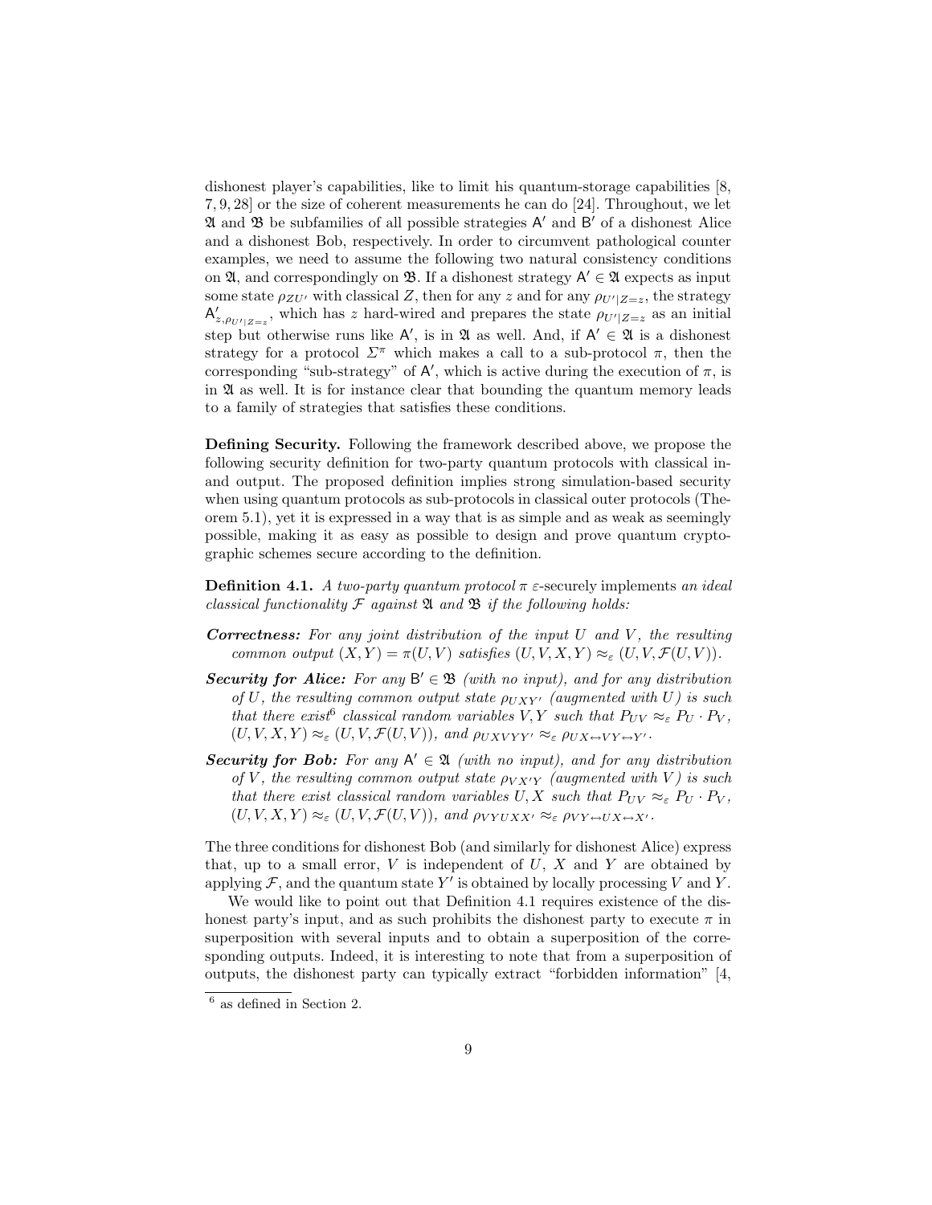dishonest player's capabilities, like to limit his quantum-storage capabilities [8, 7, 9, 28] or the size of coherent measurements he can do [24]. Throughout, we let $\mathfrak{A}$ and $\mathfrak{B}$ be subfamilies of all possible strategies $\mathsf{A}'$ and $\mathsf{B}'$ of a dishonest Alice and a dishonest Bob, respectively. In order to circumvent pathological counter examples, we need to assume the following two natural consistency conditions on $\mathfrak{A}$, and correspondingly on $\mathfrak{B}$. If a dishonest strategy $\mathsf{A}' \in \mathfrak{A}$ expects as input some state $\rho_{ZU'}$ with classical $Z$, then for any $z$ and for any $\rho_{U'|Z=z}$, the strategy $\mathsf{A}'_{z,\rho_{U'|Z=z}}$, which has $z$ hard-wired and prepares the state $\rho_{U'|Z=z}$ as an initial step but otherwise runs like $\mathsf{A}'$, is in $\mathfrak{A}$ as well. And, if $\mathsf{A}' \in \mathfrak{A}$ is a dishonest strategy for a protocol $\Sigma^\pi$ which makes a call to a sub-protocol $\pi$, then the corresponding "sub-strategy" of $\mathsf{A}'$, which is active during the execution of $\pi$, is in $\mathfrak{A}$ as well. It is for instance clear that bounding the quantum memory leads to a family of strategies that satisfies these conditions.

**Defining Security.** Following the framework described above, we propose the following security definition for two-party quantum protocols with classical in- and output. The proposed definition implies strong simulation-based security when using quantum protocols as sub-protocols in classical outer protocols (Theorem 5.1), yet it is expressed in a way that is as simple and as weak as seemingly possible, making it as easy as possible to design and prove quantum cryptographic schemes secure according to the definition.

**Definition 4.1.** *A two-party quantum protocol $\pi$ $\varepsilon$-*securely implements *an ideal classical functionality $\mathcal{F}$ against $\mathfrak{A}$ and $\mathfrak{B}$ if the following holds:*

***Correctness:*** *For any joint distribution of the input $U$ and $V$, the resulting common output $(X,Y) = \pi(U,V)$ satisfies $(U,V,X,Y) \approx_\varepsilon (U,V,\mathcal{F}(U,V))$.*

***Security for Alice:*** *For any $\mathsf{B}' \in \mathfrak{B}$ (with no input), and for any distribution of $U$, the resulting common output state $\rho_{UXY'}$ (augmented with $U$) is such that there exist[6] classical random variables $V,Y$ such that $P_{UV} \approx_\varepsilon P_U \cdot P_V$, $(U,V,X,Y) \approx_\varepsilon (U,V,\mathcal{F}(U,V))$, and $\rho_{UXVYY'} \approx_\varepsilon \rho_{UX\leftrightarrow VY \leftrightarrow Y'}$.*

***Security for Bob:*** *For any $\mathsf{A}' \in \mathfrak{A}$ (with no input), and for any distribution of $V$, the resulting common output state $\rho_{VX'Y}$ (augmented with $V$) is such that there exist classical random variables $U,X$ such that $P_{UV} \approx_\varepsilon P_U \cdot P_V$, $(U,V,X,Y) \approx_\varepsilon (U,V,\mathcal{F}(U,V))$, and $\rho_{VYUXX'} \approx_\varepsilon \rho_{VY\leftrightarrow UX \leftrightarrow X'}$.*

The three conditions for dishonest Bob (and similarly for dishonest Alice) express that, up to a small error, $V$ is independent of $U$, $X$ and $Y$ are obtained by applying $\mathcal{F}$, and the quantum state $Y'$ is obtained by locally processing $V$ and $Y$.

We would like to point out that Definition 4.1 requires existence of the dishonest party's input, and as such prohibits the dishonest party to execute $\pi$ in superposition with several inputs and to obtain a superposition of the corresponding outputs. Indeed, it is interesting to note that from a superposition of outputs, the dishonest party can typically extract "forbidden information" [4,

[6] as defined in Section 2.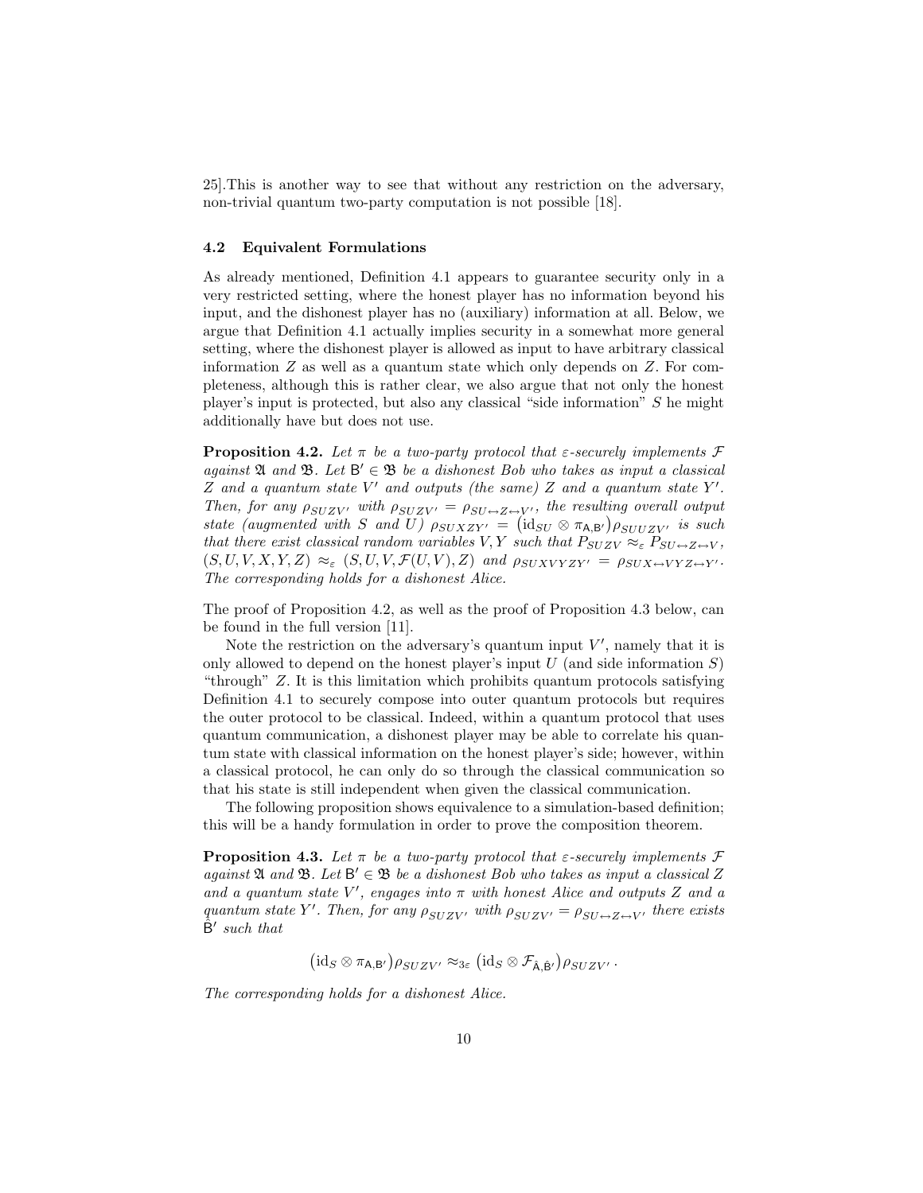25].This is another way to see that without any restriction on the adversary, non-trivial quantum two-party computation is not possible [18].

### 4.2 Equivalent Formulations

As already mentioned, Definition 4.1 appears to guarantee security only in a very restricted setting, where the honest player has no information beyond his input, and the dishonest player has no (auxiliary) information at all. Below, we argue that Definition 4.1 actually implies security in a somewhat more general setting, where the dishonest player is allowed as input to have arbitrary classical information $Z$ as well as a quantum state which only depends on $Z$. For completeness, although this is rather clear, we also argue that not only the honest player's input is protected, but also any classical "side information" $S$ he might additionally have but does not use.

**Proposition 4.2.** *Let $\pi$ be a two-party protocol that $\varepsilon$-securely implements $\mathcal{F}$ against $\mathfrak{A}$ and $\mathfrak{B}$. Let $\mathsf{B}' \in \mathfrak{B}$ be a dishonest Bob who takes as input a classical $Z$ and a quantum state $V'$ and outputs (the same) $Z$ and a quantum state $Y'$. Then, for any $\rho_{SUZV'}$ with $\rho_{SUZV'} = \rho_{SU\leftrightarrow Z\leftrightarrow V'}$, the resulting overall output state (augmented with $S$ and $U$) $\rho_{SUXZY'} = \big(\mathrm{id}_{SU} \otimes \pi_{\mathsf{A},\mathsf{B}'}\big)\rho_{SUUZV'}$ is such that there exist classical random variables $V, Y$ such that $P_{SUZV} \approx_\varepsilon P_{SU\leftrightarrow Z\leftrightarrow V}$, $(S,U,V,X,Y,Z) \approx_\varepsilon (S,U,V,\mathcal{F}(U,V),Z)$ and $\rho_{SUXVYZY'} = \rho_{SUX\leftrightarrow VYZ\leftrightarrow Y'}$. The corresponding holds for a dishonest Alice.*

The proof of Proposition 4.2, as well as the proof of Proposition 4.3 below, can be found in the full version [11].

Note the restriction on the adversary's quantum input $V'$, namely that it is only allowed to depend on the honest player's input $U$ (and side information $S$) "through" $Z$. It is this limitation which prohibits quantum protocols satisfying Definition 4.1 to securely compose into outer quantum protocols but requires the outer protocol to be classical. Indeed, within a quantum protocol that uses quantum communication, a dishonest player may be able to correlate his quantum state with classical information on the honest player's side; however, within a classical protocol, he can only do so through the classical communication so that his state is still independent when given the classical communication.

The following proposition shows equivalence to a simulation-based definition; this will be a handy formulation in order to prove the composition theorem.

**Proposition 4.3.** *Let $\pi$ be a two-party protocol that $\varepsilon$-securely implements $\mathcal{F}$ against $\mathfrak{A}$ and $\mathfrak{B}$. Let $\mathsf{B}' \in \mathfrak{B}$ be a dishonest Bob who takes as input a classical $Z$ and a quantum state $V'$, engages into $\pi$ with honest Alice and outputs $Z$ and a quantum state $Y'$. Then, for any $\rho_{SUZV'}$ with $\rho_{SUZV'} = \rho_{SU\leftrightarrow Z\leftrightarrow V'}$ there exists $\hat{\mathsf{B}}'$ such that*

$$\big(\mathrm{id}_S \otimes \pi_{\mathsf{A},\mathsf{B}'}\big)\rho_{SUZV'} \approx_{3\varepsilon} \big(\mathrm{id}_S \otimes \mathcal{F}_{\hat{\mathsf{A}},\hat{\mathsf{B}}'}\big)\rho_{SUZV'} \,.$$

*The corresponding holds for a dishonest Alice.*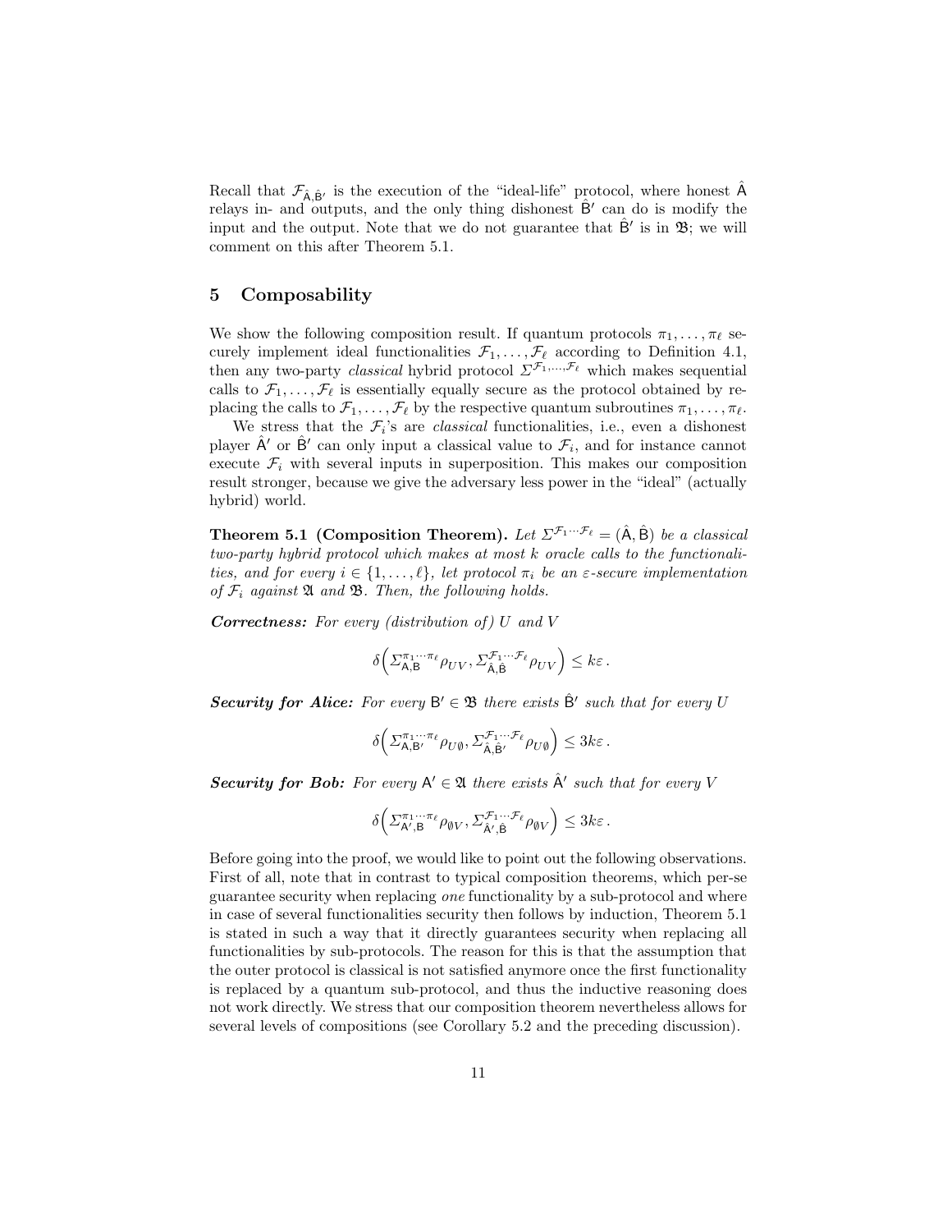Recall that $\mathcal{F}_{\hat{\mathsf{A}},\hat{\mathsf{B}}'}$ is the execution of the "ideal-life" protocol, where honest $\hat{\mathsf{A}}$ relays in- and outputs, and the only thing dishonest $\hat{\mathsf{B}}'$ can do is modify the input and the output. Note that we do not guarantee that $\hat{\mathsf{B}}'$ is in $\mathfrak{B}$; we will comment on this after Theorem 5.1.

## 5 Composability

We show the following composition result. If quantum protocols $\pi_1, \ldots, \pi_\ell$ securely implement ideal functionalities $\mathcal{F}_1, \ldots, \mathcal{F}_\ell$ according to Definition 4.1, then any two-party *classical* hybrid protocol $\Sigma^{\mathcal{F}_1,\ldots,\mathcal{F}_\ell}$ which makes sequential calls to $\mathcal{F}_1, \ldots, \mathcal{F}_\ell$ is essentially equally secure as the protocol obtained by replacing the calls to $\mathcal{F}_1, \ldots, \mathcal{F}_\ell$ by the respective quantum subroutines $\pi_1, \ldots, \pi_\ell$.

We stress that the $\mathcal{F}_i$'s are *classical* functionalities, i.e., even a dishonest player $\hat{\mathsf{A}}'$ or $\hat{\mathsf{B}}'$ can only input a classical value to $\mathcal{F}_i$, and for instance cannot execute $\mathcal{F}_i$ with several inputs in superposition. This makes our composition result stronger, because we give the adversary less power in the "ideal" (actually hybrid) world.

**Theorem 5.1 (Composition Theorem).** *Let $\Sigma^{\mathcal{F}_1\cdots\mathcal{F}_\ell} = (\hat{\mathsf{A}}, \hat{\mathsf{B}})$ be a classical two-party hybrid protocol which makes at most $k$ oracle calls to the functionalities, and for every $i \in \{1, \ldots, \ell\}$, let protocol $\pi_i$ be an $\varepsilon$-secure implementation of $\mathcal{F}_i$ against $\mathfrak{A}$ and $\mathfrak{B}$. Then, the following holds.*

***Correctness:*** *For every (distribution of) $U$ and $V$*

$$\delta\Big(\Sigma^{\pi_1\cdots\pi_\ell}_{\mathsf{A},\mathsf{B}}\rho_{UV}, \Sigma^{\mathcal{F}_1\cdots\mathcal{F}_\ell}_{\hat{\mathsf{A}},\hat{\mathsf{B}}}\rho_{UV}\Big) \leq k\varepsilon\,.$$

***Security for Alice:*** *For every $\mathsf{B}' \in \mathfrak{B}$ there exists $\hat{\mathsf{B}}'$ such that for every $U$*

$$\delta\Big(\Sigma^{\pi_1\cdots\pi_\ell}_{\mathsf{A},\mathsf{B}'}\rho_{U\emptyset}, \Sigma^{\mathcal{F}_1\cdots\mathcal{F}_\ell}_{\hat{\mathsf{A}},\hat{\mathsf{B}}'}\rho_{U\emptyset}\Big) \leq 3k\varepsilon\,.$$

***Security for Bob:*** *For every $\mathsf{A}' \in \mathfrak{A}$ there exists $\hat{\mathsf{A}}'$ such that for every $V$*

$$\delta\Big(\Sigma^{\pi_1\cdots\pi_\ell}_{\mathsf{A}',\mathsf{B}}\rho_{\emptyset V}, \Sigma^{\mathcal{F}_1\cdots\mathcal{F}_\ell}_{\hat{\mathsf{A}}',\hat{\mathsf{B}}}\rho_{\emptyset V}\Big) \leq 3k\varepsilon\,.$$

Before going into the proof, we would like to point out the following observations. First of all, note that in contrast to typical composition theorems, which per-se guarantee security when replacing *one* functionality by a sub-protocol and where in case of several functionalities security then follows by induction, Theorem 5.1 is stated in such a way that it directly guarantees security when replacing all functionalities by sub-protocols. The reason for this is that the assumption that the outer protocol is classical is not satisfied anymore once the first functionality is replaced by a quantum sub-protocol, and thus the inductive reasoning does not work directly. We stress that our composition theorem nevertheless allows for several levels of compositions (see Corollary 5.2 and the preceding discussion).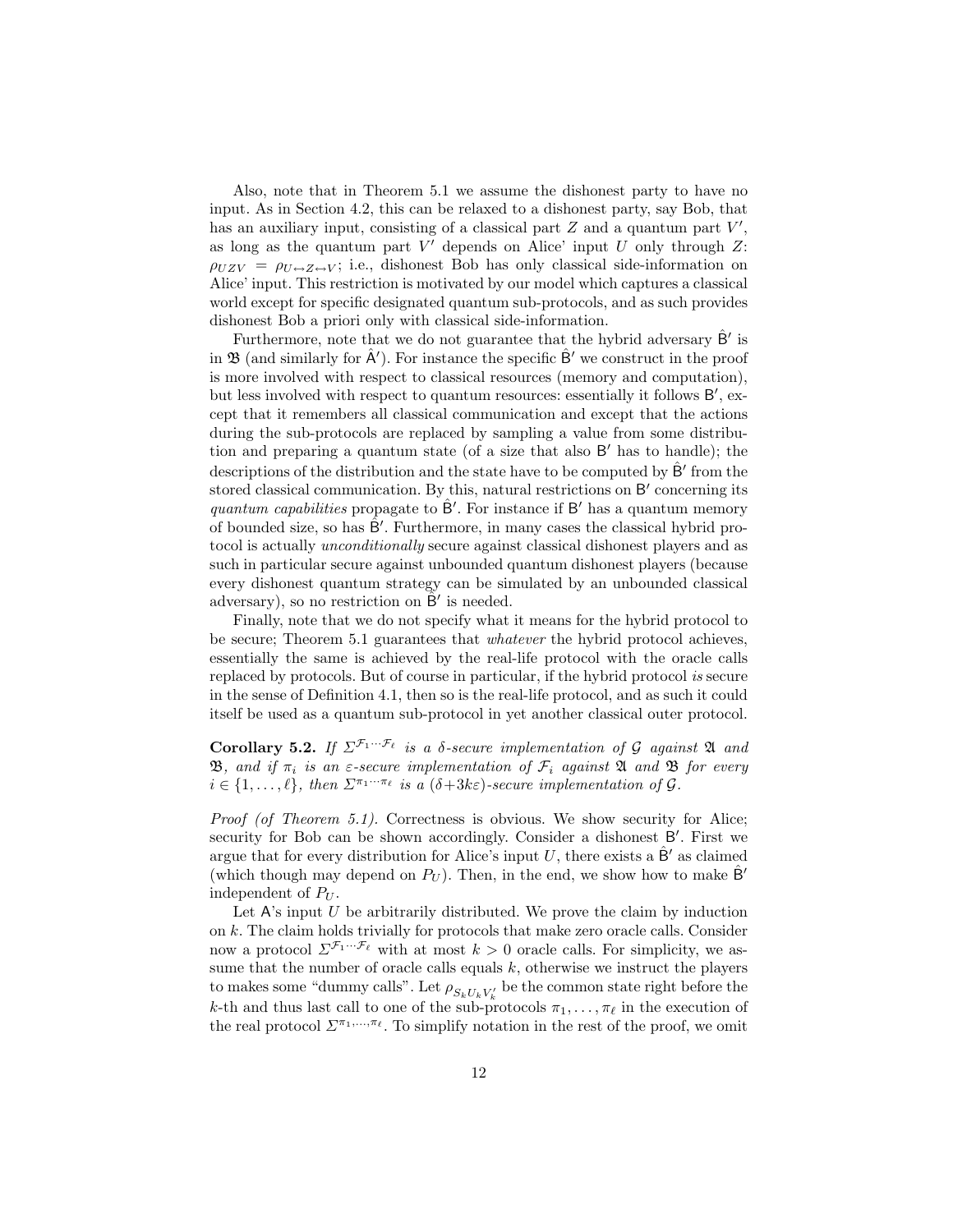Also, note that in Theorem 5.1 we assume the dishonest party to have no input. As in Section 4.2, this can be relaxed to a dishonest party, say Bob, that has an auxiliary input, consisting of a classical part $Z$ and a quantum part $V'$, as long as the quantum part $V'$ depends on Alice' input $U$ only through $Z$: $\rho_{UZV} = \rho_{U\leftrightarrow Z\leftrightarrow V}$; i.e., dishonest Bob has only classical side-information on Alice' input. This restriction is motivated by our model which captures a classical world except for specific designated quantum sub-protocols, and as such provides dishonest Bob a priori only with classical side-information.

Furthermore, note that we do not guarantee that the hybrid adversary $\hat{\mathsf{B}}'$ is in $\mathfrak{B}$ (and similarly for $\hat{\mathsf{A}}'$). For instance the specific $\hat{\mathsf{B}}'$ we construct in the proof is more involved with respect to classical resources (memory and computation), but less involved with respect to quantum resources: essentially it follows $\mathsf{B}'$, except that it remembers all classical communication and except that the actions during the sub-protocols are replaced by sampling a value from some distribution and preparing a quantum state (of a size that also $\mathsf{B}'$ has to handle); the descriptions of the distribution and the state have to be computed by $\hat{\mathsf{B}}'$ from the stored classical communication. By this, natural restrictions on $\mathsf{B}'$ concerning its *quantum capabilities* propagate to $\hat{\mathsf{B}}'$. For instance if $\mathsf{B}'$ has a quantum memory of bounded size, so has $\hat{\mathsf{B}}'$. Furthermore, in many cases the classical hybrid protocol is actually *unconditionally* secure against classical dishonest players and as such in particular secure against unbounded quantum dishonest players (because every dishonest quantum strategy can be simulated by an unbounded classical adversary), so no restriction on $\hat{\mathsf{B}}'$ is needed.

Finally, note that we do not specify what it means for the hybrid protocol to be secure; Theorem 5.1 guarantees that *whatever* the hybrid protocol achieves, essentially the same is achieved by the real-life protocol with the oracle calls replaced by protocols. But of course in particular, if the hybrid protocol *is* secure in the sense of Definition 4.1, then so is the real-life protocol, and as such it could itself be used as a quantum sub-protocol in yet another classical outer protocol.

**Corollary 5.2.** *If $\Sigma^{\mathcal{F}_1\cdots\mathcal{F}_\ell}$ is a $\delta$-secure implementation of $\mathcal{G}$ against $\mathfrak{A}$ and $\mathfrak{B}$, and if $\pi_i$ is an $\varepsilon$-secure implementation of $\mathcal{F}_i$ against $\mathfrak{A}$ and $\mathfrak{B}$ for every $i \in \{1,\ldots,\ell\}$, then $\Sigma^{\pi_1\cdots\pi_\ell}$ is a $(\delta+3k\varepsilon)$-secure implementation of $\mathcal{G}$.*

*Proof (of Theorem 5.1).* Correctness is obvious. We show security for Alice; security for Bob can be shown accordingly. Consider a dishonest $\mathsf{B}'$. First we argue that for every distribution for Alice's input $U$, there exists a $\hat{\mathsf{B}}'$ as claimed (which though may depend on $P_U$). Then, in the end, we show how to make $\hat{\mathsf{B}}'$ independent of $P_U$.

Let $\mathsf{A}$'s input $U$ be arbitrarily distributed. We prove the claim by induction on $k$. The claim holds trivially for protocols that make zero oracle calls. Consider now a protocol $\Sigma^{\mathcal{F}_1\cdots\mathcal{F}_\ell}$ with at most $k > 0$ oracle calls. For simplicity, we assume that the number of oracle calls equals $k$, otherwise we instruct the players to makes some "dummy calls". Let $\rho_{S_k U_k V'_k}$ be the common state right before the $k$-th and thus last call to one of the sub-protocols $\pi_1,\ldots,\pi_\ell$ in the execution of the real protocol $\Sigma^{\pi_1,\ldots,\pi_\ell}$. To simplify notation in the rest of the proof, we omit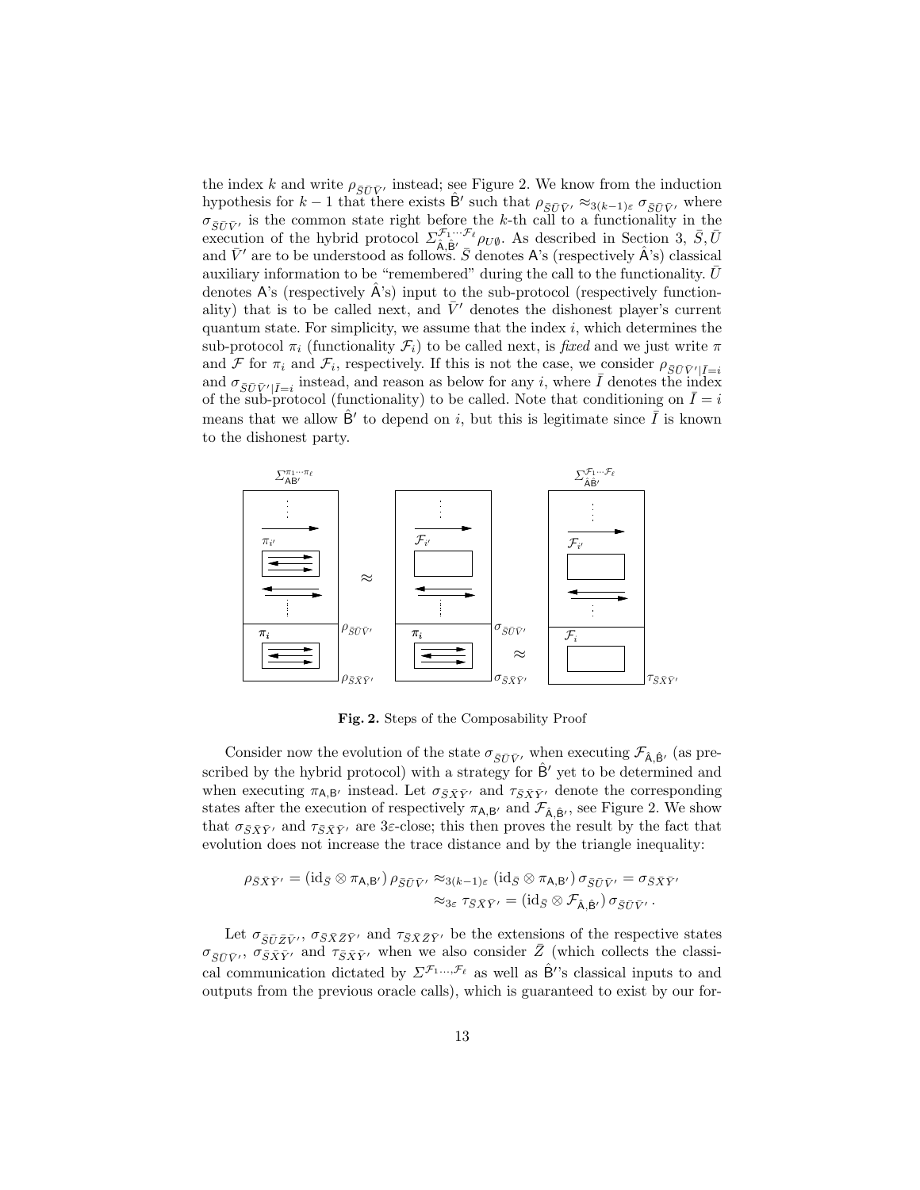the index $k$ and write $\rho_{\bar{S}\bar{U}\bar{V}'}$ instead; see Figure 2. We know from the induction hypothesis for $k-1$ that there exists $\hat{\mathsf{B}}'$ such that $\rho_{\bar{S}\bar{U}\bar{V}'} \approx_{3(k-1)\varepsilon} \sigma_{\bar{S}\bar{U}\bar{V}'}$ where $\sigma_{\bar{S}\bar{U}\bar{V}'}$ is the common state right before the $k$-th call to a functionality in the execution of the hybrid protocol $\Sigma^{\mathcal{F}_1\cdots\mathcal{F}_\ell}_{\hat{\mathsf{A}},\hat{\mathsf{B}}'}\rho_{U\emptyset}$. As described in Section 3, $\bar{S}, \bar{U}$ and $\bar{V}'$ are to be understood as follows. $\bar{S}$ denotes $\mathsf{A}$'s (respectively $\hat{\mathsf{A}}$'s) classical auxiliary information to be "remembered" during the call to the functionality. $\bar{U}$ denotes $\mathsf{A}$'s (respectively $\hat{\mathsf{A}}$'s) input to the sub-protocol (respectively functionality) that is to be called next, and $\bar{V}'$ denotes the dishonest player's current quantum state. For simplicity, we assume that the index $i$, which determines the sub-protocol $\pi_i$ (functionality $\mathcal{F}_i$) to be called next, is *fixed* and we just write $\pi$ and $\mathcal{F}$ for $\pi_i$ and $\mathcal{F}_i$, respectively. If this is not the case, we consider $\rho_{\bar{S}\bar{U}\bar{V}'|\bar{I}=i}$ and $\sigma_{\bar{S}\bar{U}\bar{V}'|\bar{I}=i}$ instead, and reason as below for any $i$, where $\bar{I}$ denotes the index of the sub-protocol (functionality) to be called. Note that conditioning on $\bar{I} = i$ means that we allow $\hat{\mathsf{B}}'$ to depend on $i$, but this is legitimate since $\bar{I}$ is known to the dishonest party.

**Fig. 2.** Steps of the Composability Proof

Consider now the evolution of the state $\sigma_{\bar{S}\bar{U}\bar{V}'}$ when executing $\mathcal{F}_{\hat{\mathsf{A}},\hat{\mathsf{B}}'}$ (as prescribed by the hybrid protocol) with a strategy for $\hat{\mathsf{B}}'$ yet to be determined and when executing $\pi_{\mathsf{A},\mathsf{B}'}$ instead. Let $\sigma_{\bar{S}\bar{X}\bar{Y}'}$ and $\tau_{\bar{S}\bar{X}\bar{Y}'}$ denote the corresponding states after the execution of respectively $\pi_{\mathsf{A},\mathsf{B}'}$ and $\mathcal{F}_{\hat{\mathsf{A}},\hat{\mathsf{B}}'}$, see Figure 2. We show that $\sigma_{\bar{S}\bar{X}\bar{Y}'}$ and $\tau_{\bar{S}\bar{X}\bar{Y}'}$ are $3\varepsilon$-close; this then proves the result by the fact that evolution does not increase the trace distance and by the triangle inequality:

$$
\begin{aligned}
\rho_{\bar{S}\bar{X}\bar{Y}'} = (\mathrm{id}_{\bar{S}} \otimes \pi_{\mathsf{A},\mathsf{B}'})\,\rho_{\bar{S}\bar{U}\bar{V}'} &\approx_{3(k-1)\varepsilon} (\mathrm{id}_{\bar{S}} \otimes \pi_{\mathsf{A},\mathsf{B}'})\,\sigma_{\bar{S}\bar{U}\bar{V}'} = \sigma_{\bar{S}\bar{X}\bar{Y}'} \\
&\approx_{3\varepsilon} \tau_{\bar{S}\bar{X}\bar{Y}'} = (\mathrm{id}_{\bar{S}} \otimes \mathcal{F}_{\hat{\mathsf{A}},\hat{\mathsf{B}}'})\,\sigma_{\bar{S}\bar{U}\bar{V}'}\,.
\end{aligned}
$$

Let $\sigma_{\bar{S}\bar{U}\bar{Z}\bar{V}'}$, $\sigma_{\bar{S}\bar{X}\bar{Z}\bar{Y}'}$ and $\tau_{\bar{S}\bar{X}\bar{Z}\bar{Y}'}$ be the extensions of the respective states $\sigma_{\bar{S}\bar{U}\bar{V}'}$, $\sigma_{\bar{S}\bar{X}\bar{Y}'}$ and $\tau_{\bar{S}\bar{X}\bar{Y}'}$ when we also consider $\bar{Z}$ (which collects the classical communication dictated by $\Sigma^{\mathcal{F}_1\ldots,\mathcal{F}_\ell}$ as well as $\hat{\mathsf{B}}'$'s classical inputs to and outputs from the previous oracle calls), which is guaranteed to exist by our for-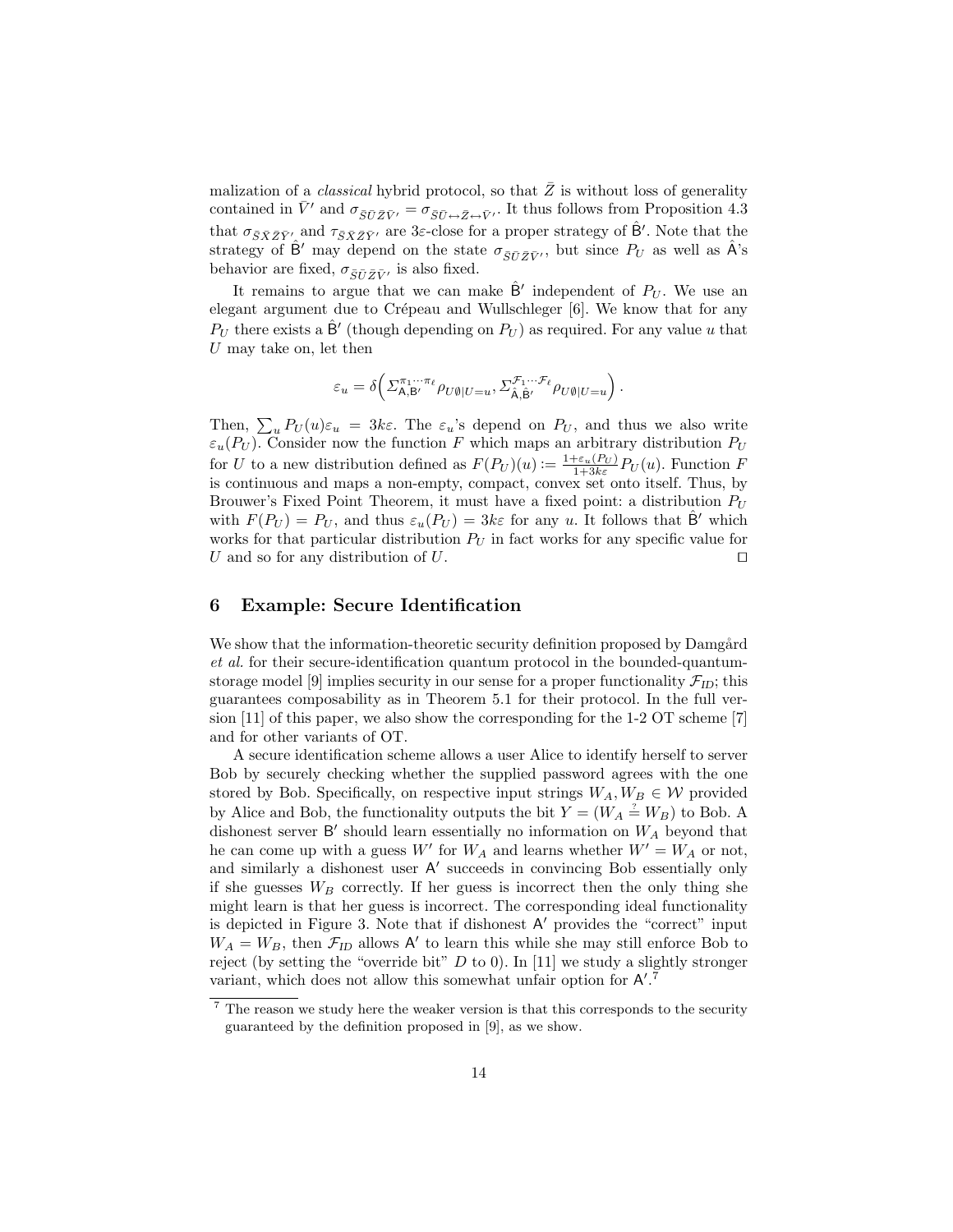malization of a *classical* hybrid protocol, so that $\bar{Z}$ is without loss of generality contained in $\bar{V}'$ and $\sigma_{\bar{S}\bar{U}\bar{Z}\bar{V}'} = \sigma_{\bar{S}\bar{U}\leftrightarrow\bar{Z}\leftrightarrow\bar{V}'}$. It thus follows from Proposition 4.3 that $\sigma_{\bar{S}\bar{X}\bar{Z}\bar{Y}'}$ and $\tau_{\bar{S}\bar{X}\bar{Z}\bar{Y}'}$ are $3\varepsilon$-close for a proper strategy of $\hat{\mathsf{B}}'$. Note that the strategy of $\hat{\mathsf{B}}'$ may depend on the state $\sigma_{\bar{S}\bar{U}\bar{Z}\bar{V}'}$, but since $P_U$ as well as $\hat{\mathsf{A}}$'s behavior are fixed, $\sigma_{\bar{S}\bar{U}\bar{Z}\bar{V}'}$ is also fixed.

It remains to argue that we can make $\hat{\mathsf{B}}'$ independent of $P_U$. We use an elegant argument due to Crépeau and Wullschleger [6]. We know that for any $P_U$ there exists a $\hat{\mathsf{B}}'$ (though depending on $P_U$) as required. For any value $u$ that $U$ may take on, let then

$$\varepsilon_u = \delta\Big(\Sigma^{\pi_1\cdots\pi_\ell}_{\mathsf{A},\mathsf{B}'}\rho_{U\emptyset|U=u}, \Sigma^{\mathcal{F}_1\cdots\mathcal{F}_\ell}_{\hat{\mathsf{A}},\hat{\mathsf{B}}'}\rho_{U\emptyset|U=u}\Big)\,.$$

Then, $\sum_u P_U(u)\varepsilon_u = 3k\varepsilon$. The $\varepsilon_u$'s depend on $P_U$, and thus we also write $\varepsilon_u(P_U)$. Consider now the function $F$ which maps an arbitrary distribution $P_U$ for $U$ to a new distribution defined as $F(P_U)(u) := \frac{1+\varepsilon_u(P_U)}{1+3k\varepsilon}P_U(u)$. Function $F$ is continuous and maps a non-empty, compact, convex set onto itself. Thus, by Brouwer's Fixed Point Theorem, it must have a fixed point: a distribution $P_U$ with $F(P_U) = P_U$, and thus $\varepsilon_u(P_U) = 3k\varepsilon$ for any $u$. It follows that $\hat{\mathsf{B}}'$ which works for that particular distribution $P_U$ in fact works for any specific value for $U$ and so for any distribution of $U$. □

## 6 Example: Secure Identification

We show that the information-theoretic security definition proposed by Damgård *et al.* for their secure-identification quantum protocol in the bounded-quantum-storage model [9] implies security in our sense for a proper functionality $\mathcal{F}_{ID}$; this guarantees composability as in Theorem 5.1 for their protocol. In the full version [11] of this paper, we also show the corresponding for the 1-2 OT scheme [7] and for other variants of OT.

A secure identification scheme allows a user Alice to identify herself to server Bob by securely checking whether the supplied password agrees with the one stored by Bob. Specifically, on respective input strings $W_A, W_B \in \mathcal{W}$ provided by Alice and Bob, the functionality outputs the bit $Y = (W_A \stackrel{?}{=} W_B)$ to Bob. A dishonest server $\mathsf{B}'$ should learn essentially no information on $W_A$ beyond that he can come up with a guess $W'$ for $W_A$ and learns whether $W' = W_A$ or not, and similarly a dishonest user $\mathsf{A}'$ succeeds in convincing Bob essentially only if she guesses $W_B$ correctly. If her guess is incorrect then the only thing she might learn is that her guess is incorrect. The corresponding ideal functionality is depicted in Figure 3. Note that if dishonest $\mathsf{A}'$ provides the "correct" input $W_A = W_B$, then $\mathcal{F}_{ID}$ allows $\mathsf{A}'$ to learn this while she may still enforce Bob to reject (by setting the "override bit" $D$ to 0). In [11] we study a slightly stronger variant, which does not allow this somewhat unfair option for $\mathsf{A}'$.[7]

[7] The reason we study here the weaker version is that this corresponds to the security guaranteed by the definition proposed in [9], as we show.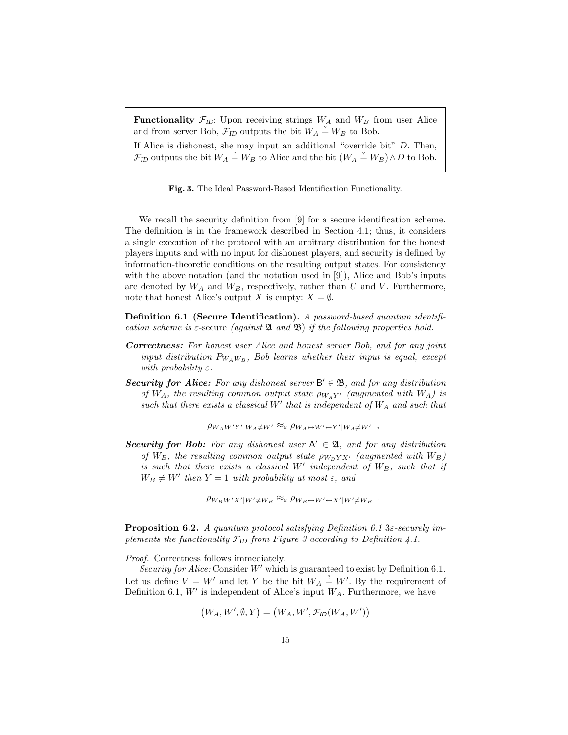**Functionality $\mathcal{F}_{ID}$:** Upon receiving strings $W_A$ and $W_B$ from user Alice and from server Bob, $\mathcal{F}_{ID}$ outputs the bit $W_A \stackrel{?}{=} W_B$ to Bob.

If Alice is dishonest, she may input an additional "override bit" $D$. Then, $\mathcal{F}_{ID}$ outputs the bit $W_A \stackrel{?}{=} W_B$ to Alice and the bit $(W_A \stackrel{?}{=} W_B) \wedge D$ to Bob.

**Fig. 3.** The Ideal Password-Based Identification Functionality.

We recall the security definition from [9] for a secure identification scheme. The definition is in the framework described in Section 4.1; thus, it considers a single execution of the protocol with an arbitrary distribution for the honest players inputs and with no input for dishonest players, and security is defined by information-theoretic conditions on the resulting output states. For consistency with the above notation (and the notation used in [9]), Alice and Bob's inputs are denoted by $W_A$ and $W_B$, respectively, rather than $U$ and $V$. Furthermore, note that honest Alice's output $X$ is empty: $X = \emptyset$.

**Definition 6.1 (Secure Identification).** *A password-based quantum identification scheme is* $\varepsilon$-secure *(against $\mathfrak{A}$ and $\mathfrak{B}$) if the following properties hold.*

- ***Correctness:*** *For honest user Alice and honest server Bob, and for any joint input distribution $P_{W_A W_B}$, Bob learns whether their input is equal, except with probability $\varepsilon$.*
- ***Security for Alice:*** *For any dishonest server $\mathsf{B}' \in \mathfrak{B}$, and for any distribution of $W_A$, the resulting common output state $\rho_{W_A Y'}$ (augmented with $W_A$) is such that there exists a classical $W'$ that is independent of $W_A$ and such that*
$$\rho_{W_A W' Y' | W_A \neq W'} \approx_\varepsilon \rho_{W_A \leftrightarrow W' \leftrightarrow Y' | W_A \neq W'} \quad ,$$
- ***Security for Bob:*** *For any dishonest user $\mathsf{A}' \in \mathfrak{A}$, and for any distribution of $W_B$, the resulting common output state $\rho_{W_B Y X'}$ (augmented with $W_B$) is such that there exists a classical $W'$ independent of $W_B$, such that if $W_B \neq W'$ then $Y = 1$ with probability at most $\varepsilon$, and*
$$\rho_{W_B W' X' | W' \neq W_B} \approx_\varepsilon \rho_{W_B \leftrightarrow W' \leftrightarrow X' | W' \neq W_B} \quad .$$

**Proposition 6.2.** *A quantum protocol satisfying Definition 6.1 $3\varepsilon$-securely implements the functionality $\mathcal{F}_{ID}$ from Figure 3 according to Definition 4.1.*

*Proof.* Correctness follows immediately.

*Security for Alice:* Consider $W'$ which is guaranteed to exist by Definition 6.1. Let us define $V = W'$ and let $Y$ be the bit $W_A \stackrel{?}{=} W'$. By the requirement of Definition 6.1, $W'$ is independent of Alice's input $W_A$. Furthermore, we have

$$\big(W_A, W', \emptyset, Y\big) = \big(W_A, W', \mathcal{F}_{ID}(W_A, W')\big)$$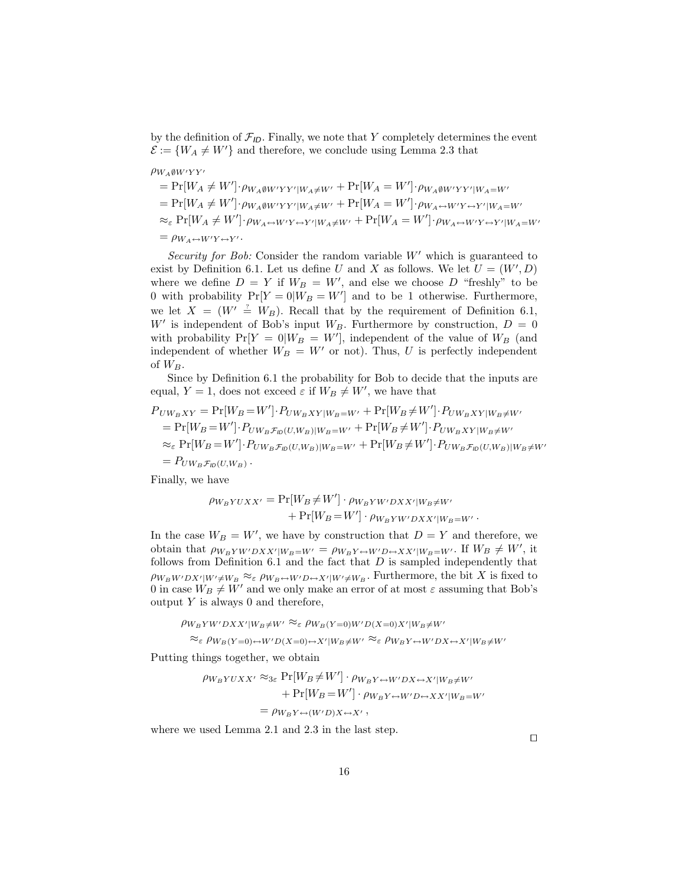by the definition of $\mathcal{F}_{\mathsf{ID}}$. Finally, we note that $Y$ completely determines the event $\mathcal{E} := \{W_A \neq W'\}$ and therefore, we conclude using Lemma 2.3 that

$$
\begin{aligned}
&\rho_{W_A \emptyset W' Y Y'} \\
&= \Pr[W_A \neq W'] \cdot \rho_{W_A \emptyset W' Y Y' | W_A \neq W'} + \Pr[W_A = W'] \cdot \rho_{W_A \emptyset W' Y Y' | W_A = W'} \\
&= \Pr[W_A \neq W'] \cdot \rho_{W_A \emptyset W' Y Y' | W_A \neq W'} + \Pr[W_A = W'] \cdot \rho_{W_A \leftrightarrow W' Y \leftrightarrow Y' | W_A = W'} \\
&\approx_\varepsilon \Pr[W_A \neq W'] \cdot \rho_{W_A \leftrightarrow W' Y \leftrightarrow Y' | W_A \neq W'} + \Pr[W_A = W'] \cdot \rho_{W_A \leftrightarrow W' Y \leftrightarrow Y' | W_A = W'} \\
&= \rho_{W_A \leftrightarrow W' Y \leftrightarrow Y'} .
\end{aligned}
$$

*Security for Bob:* Consider the random variable $W'$ which is guaranteed to exist by Definition 6.1. Let us define $U$ and $X$ as follows. We let $U = (W', D)$ where we define $D = Y$ if $W_B = W'$, and else we choose $D$ "freshly" to be 0 with probability $\Pr[Y = 0 | W_B = W']$ and to be 1 otherwise. Furthermore, we let $X = (W' \stackrel{?}{=} W_B)$. Recall that by the requirement of Definition 6.1, $W'$ is independent of Bob's input $W_B$. Furthermore by construction, $D = 0$ with probability $\Pr[Y = 0 | W_B = W']$, independent of the value of $W_B$ (and independent of whether $W_B = W'$ or not). Thus, $U$ is perfectly independent of $W_B$.

Since by Definition 6.1 the probability for Bob to decide that the inputs are equal, $Y = 1$, does not exceed $\varepsilon$ if $W_B \neq W'$, we have that

$$
\begin{aligned}
P_{U W_B X Y} &= \Pr[W_B = W'] \cdot P_{U W_B X Y | W_B = W'} + \Pr[W_B \neq W'] \cdot P_{U W_B X Y | W_B \neq W'} \\
&= \Pr[W_B = W'] \cdot P_{U W_B \mathcal{F}_{\mathsf{ID}}(U, W_B) | W_B = W'} + \Pr[W_B \neq W'] \cdot P_{U W_B X Y | W_B \neq W'} \\
&\approx_\varepsilon \Pr[W_B = W'] \cdot P_{U W_B \mathcal{F}_{\mathsf{ID}}(U, W_B) | W_B = W'} + \Pr[W_B \neq W'] \cdot P_{U W_B \mathcal{F}_{\mathsf{ID}}(U, W_B) | W_B \neq W'} \\
&= P_{U W_B \mathcal{F}_{\mathsf{ID}}(U, W_B)} .
\end{aligned}
$$

Finally, we have

$$
\begin{aligned}
\rho_{W_B Y U X X'} = &\Pr[W_B \neq W'] \cdot \rho_{W_B Y W' D X X' | W_B \neq W'} \\
&+ \Pr[W_B = W'] \cdot \rho_{W_B Y W' D X X' | W_B = W'} .
\end{aligned}
$$

In the case $W_B = W'$, we have by construction that $D = Y$ and therefore, we obtain that $\rho_{W_B Y W' D X X' | W_B = W'} = \rho_{W_B Y \leftrightarrow W' D \leftrightarrow X X' | W_B = W'}$. If $W_B \neq W'$, it follows from Definition 6.1 and the fact that $D$ is sampled independently that $\rho_{W_B W' D X' | W' \neq W_B} \approx_\varepsilon \rho_{W_B \leftrightarrow W' D \leftrightarrow X' | W' \neq W_B}$. Furthermore, the bit $X$ is fixed to 0 in case $W_B \neq W'$ and we only make an error of at most $\varepsilon$ assuming that Bob's output $Y$ is always 0 and therefore,

$$
\begin{aligned}
&\rho_{W_B Y W' D X X' | W_B \neq W'} \approx_\varepsilon \rho_{W_B (Y=0) W' D (X=0) X' | W_B \neq W'} \\
&\approx_\varepsilon \rho_{W_B (Y=0) \leftrightarrow W' D (X=0) \leftrightarrow X' | W_B \neq W'} \approx_\varepsilon \rho_{W_B Y \leftrightarrow W' D X \leftrightarrow X' | W_B \neq W'}
\end{aligned}
$$

Putting things together, we obtain

$$
\begin{aligned}
\rho_{W_B Y U X X'} &\approx_{3\varepsilon} \Pr[W_B \neq W'] \cdot \rho_{W_B Y \leftrightarrow W' D X \leftrightarrow X' | W_B \neq W'} \\
&\quad + \Pr[W_B = W'] \cdot \rho_{W_B Y \leftrightarrow W' D \leftrightarrow X X' | W_B = W'} \\
&= \rho_{W_B Y \leftrightarrow (W' D) X \leftrightarrow X'} ,
\end{aligned}
$$

where we used Lemma 2.1 and 2.3 in the last step.

□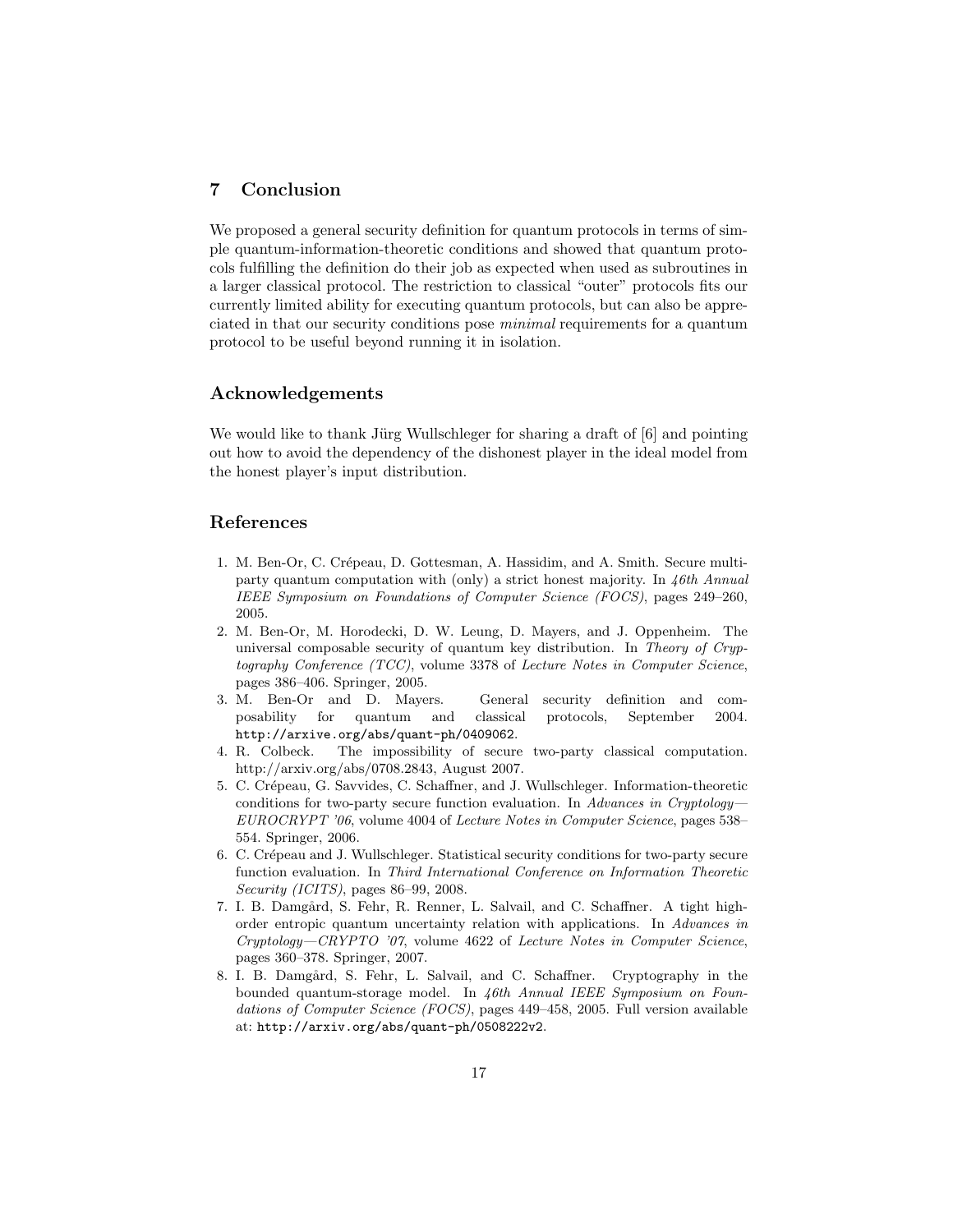## 7 Conclusion

We proposed a general security definition for quantum protocols in terms of simple quantum-information-theoretic conditions and showed that quantum protocols fulfilling the definition do their job as expected when used as subroutines in a larger classical protocol. The restriction to classical "outer" protocols fits our currently limited ability for executing quantum protocols, but can also be appreciated in that our security conditions pose *minimal* requirements for a quantum protocol to be useful beyond running it in isolation.

## Acknowledgements

We would like to thank Jürg Wullschleger for sharing a draft of [6] and pointing out how to avoid the dependency of the dishonest player in the ideal model from the honest player's input distribution.

## References

1. M. Ben-Or, C. Crépeau, D. Gottesman, A. Hassidim, and A. Smith. Secure multiparty quantum computation with (only) a strict honest majority. In *46th Annual IEEE Symposium on Foundations of Computer Science (FOCS)*, pages 249–260, 2005.
2. M. Ben-Or, M. Horodecki, D. W. Leung, D. Mayers, and J. Oppenheim. The universal composable security of quantum key distribution. In *Theory of Cryptography Conference (TCC)*, volume 3378 of *Lecture Notes in Computer Science*, pages 386–406. Springer, 2005.
3. M. Ben-Or and D. Mayers. General security definition and composability for quantum and classical protocols, September 2004. `http://arxive.org/abs/quant-ph/0409062`.
4. R. Colbeck. The impossibility of secure two-party classical computation. http://arxiv.org/abs/0708.2843, August 2007.
5. C. Crépeau, G. Savvides, C. Schaffner, and J. Wullschleger. Information-theoretic conditions for two-party secure function evaluation. In *Advances in Cryptology—EUROCRYPT '06*, volume 4004 of *Lecture Notes in Computer Science*, pages 538–554. Springer, 2006.
6. C. Crépeau and J. Wullschleger. Statistical security conditions for two-party secure function evaluation. In *Third International Conference on Information Theoretic Security (ICITS)*, pages 86–99, 2008.
7. I. B. Damgård, S. Fehr, R. Renner, L. Salvail, and C. Schaffner. A tight high-order entropic quantum uncertainty relation with applications. In *Advances in Cryptology—CRYPTO '07*, volume 4622 of *Lecture Notes in Computer Science*, pages 360–378. Springer, 2007.
8. I. B. Damgård, S. Fehr, L. Salvail, and C. Schaffner. Cryptography in the bounded quantum-storage model. In *46th Annual IEEE Symposium on Foundations of Computer Science (FOCS)*, pages 449–458, 2005. Full version available at: `http://arxiv.org/abs/quant-ph/0508222v2`.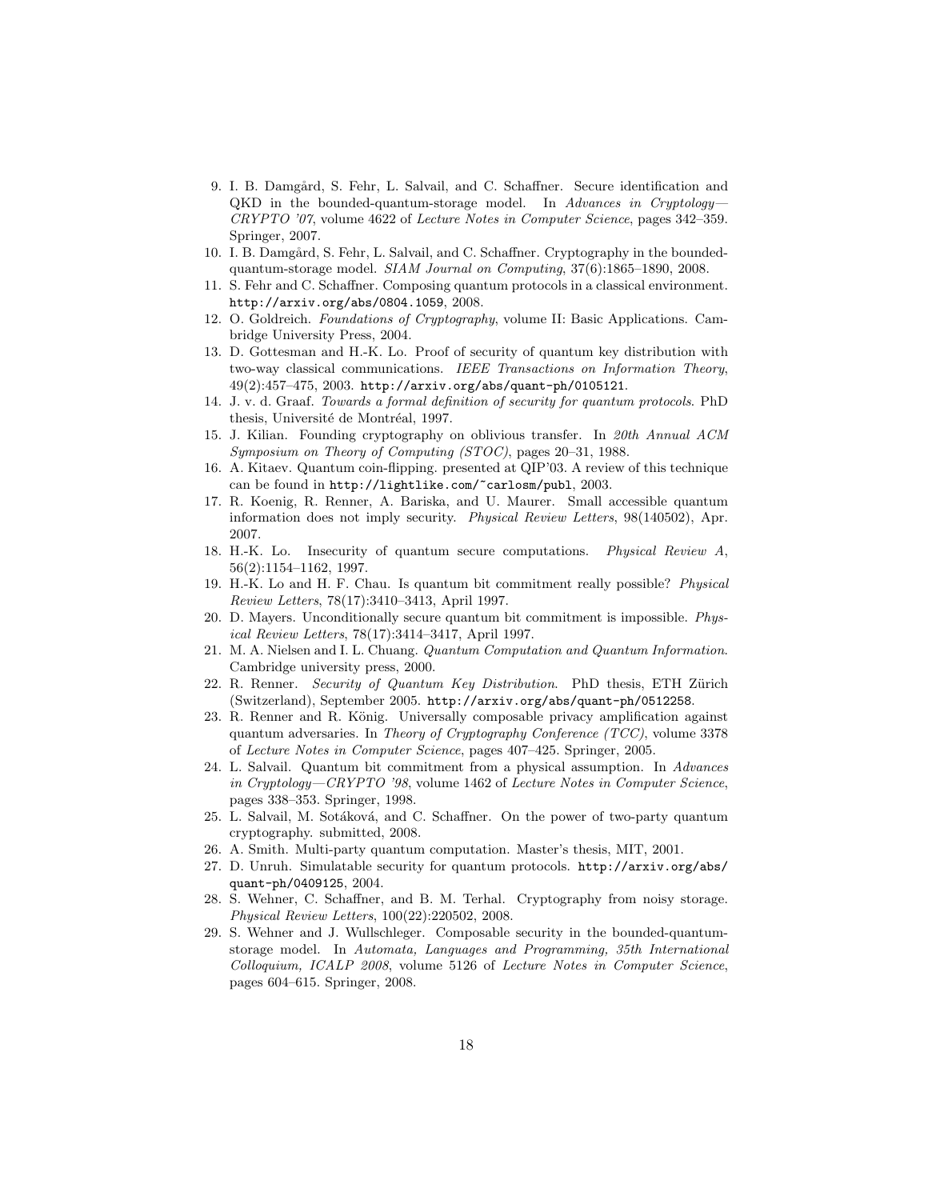9. I. B. Damgård, S. Fehr, L. Salvail, and C. Schaffner. Secure identification and QKD in the bounded-quantum-storage model. In *Advances in Cryptology—CRYPTO '07*, volume 4622 of *Lecture Notes in Computer Science*, pages 342–359. Springer, 2007.
10. I. B. Damgård, S. Fehr, L. Salvail, and C. Schaffner. Cryptography in the bounded-quantum-storage model. *SIAM Journal on Computing*, 37(6):1865–1890, 2008.
11. S. Fehr and C. Schaffner. Composing quantum protocols in a classical environment. `http://arxiv.org/abs/0804.1059`, 2008.
12. O. Goldreich. *Foundations of Cryptography*, volume II: Basic Applications. Cambridge University Press, 2004.
13. D. Gottesman and H.-K. Lo. Proof of security of quantum key distribution with two-way classical communications. *IEEE Transactions on Information Theory*, 49(2):457–475, 2003. `http://arxiv.org/abs/quant-ph/0105121`.
14. J. v. d. Graaf. *Towards a formal definition of security for quantum protocols*. PhD thesis, Université de Montréal, 1997.
15. J. Kilian. Founding cryptography on oblivious transfer. In *20th Annual ACM Symposium on Theory of Computing (STOC)*, pages 20–31, 1988.
16. A. Kitaev. Quantum coin-flipping. presented at QIP'03. A review of this technique can be found in `http://lightlike.com/~carlosm/publ`, 2003.
17. R. Koenig, R. Renner, A. Bariska, and U. Maurer. Small accessible quantum information does not imply security. *Physical Review Letters*, 98(140502), Apr. 2007.
18. H.-K. Lo. Insecurity of quantum secure computations. *Physical Review A*, 56(2):1154–1162, 1997.
19. H.-K. Lo and H. F. Chau. Is quantum bit commitment really possible? *Physical Review Letters*, 78(17):3410–3413, April 1997.
20. D. Mayers. Unconditionally secure quantum bit commitment is impossible. *Physical Review Letters*, 78(17):3414–3417, April 1997.
21. M. A. Nielsen and I. L. Chuang. *Quantum Computation and Quantum Information*. Cambridge university press, 2000.
22. R. Renner. *Security of Quantum Key Distribution*. PhD thesis, ETH Zürich (Switzerland), September 2005. `http://arxiv.org/abs/quant-ph/0512258`.
23. R. Renner and R. König. Universally composable privacy amplification against quantum adversaries. In *Theory of Cryptography Conference (TCC)*, volume 3378 of *Lecture Notes in Computer Science*, pages 407–425. Springer, 2005.
24. L. Salvail. Quantum bit commitment from a physical assumption. In *Advances in Cryptology—CRYPTO '98*, volume 1462 of *Lecture Notes in Computer Science*, pages 338–353. Springer, 1998.
25. L. Salvail, M. Sotáková, and C. Schaffner. On the power of two-party quantum cryptography. submitted, 2008.
26. A. Smith. Multi-party quantum computation. Master's thesis, MIT, 2001.
27. D. Unruh. Simulatable security for quantum protocols. `http://arxiv.org/abs/quant-ph/0409125`, 2004.
28. S. Wehner, C. Schaffner, and B. M. Terhal. Cryptography from noisy storage. *Physical Review Letters*, 100(22):220502, 2008.
29. S. Wehner and J. Wullschleger. Composable security in the bounded-quantum-storage model. In *Automata, Languages and Programming, 35th International Colloquium, ICALP 2008*, volume 5126 of *Lecture Notes in Computer Science*, pages 604–615. Springer, 2008.